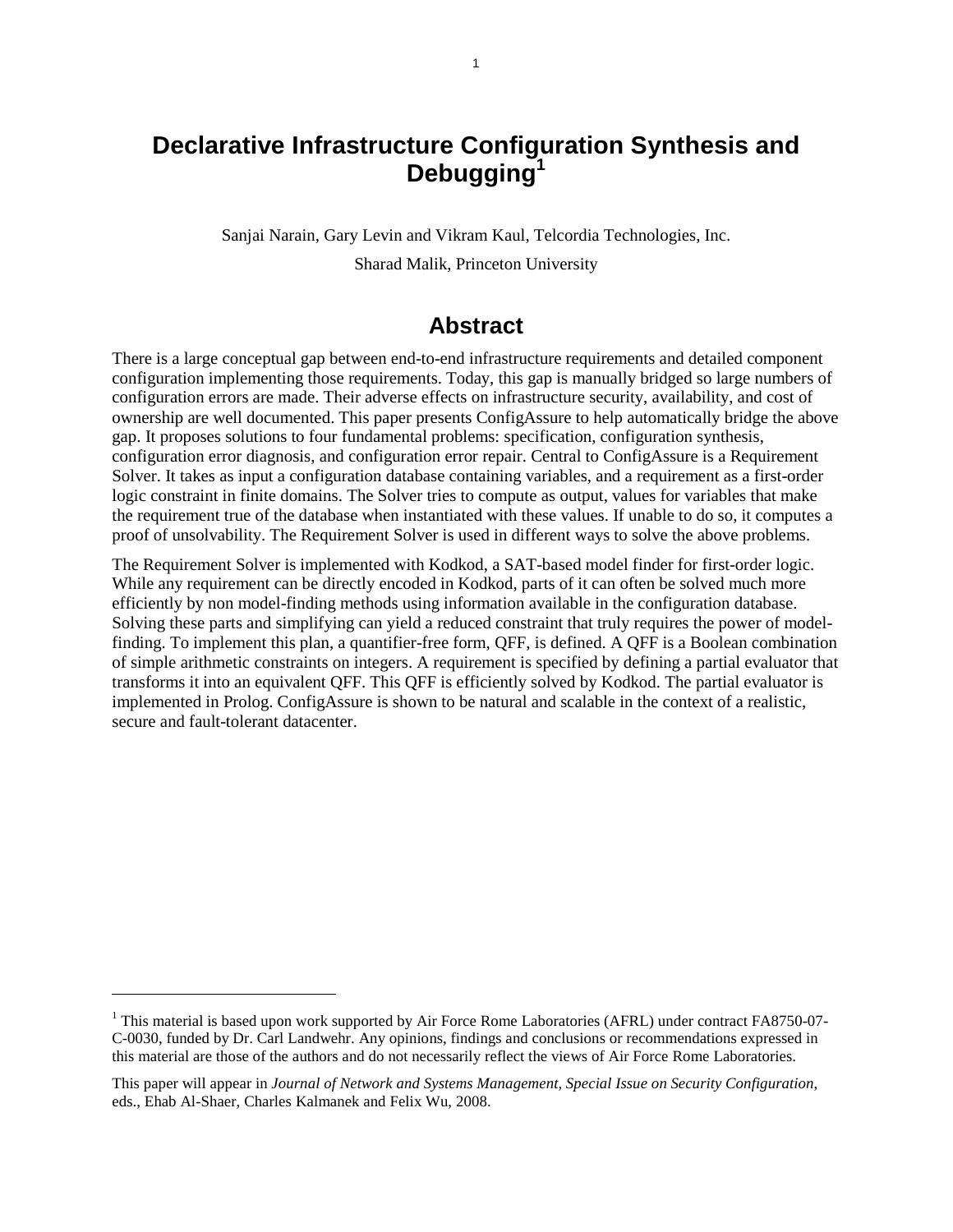# Declarative Infrastructure Configuration Synthesis and Debugging[1]

Sanjai Narain, Gary Levin and Vikram Kaul, Telcordia Technologies, Inc.

Sharad Malik, Princeton University

## Abstract

There is a large conceptual gap between end-to-end infrastructure requirements and detailed component configuration implementing those requirements. Today, this gap is manually bridged so large numbers of configuration errors are made. Their adverse effects on infrastructure security, availability, and cost of ownership are well documented. This paper presents ConfigAssure to help automatically bridge the above gap. It proposes solutions to four fundamental problems: specification, configuration synthesis, configuration error diagnosis, and configuration error repair. Central to ConfigAssure is a Requirement Solver. It takes as input a configuration database containing variables, and a requirement as a first-order logic constraint in finite domains. The Solver tries to compute as output, values for variables that make the requirement true of the database when instantiated with these values. If unable to do so, it computes a proof of unsolvability. The Requirement Solver is used in different ways to solve the above problems.

The Requirement Solver is implemented with Kodkod, a SAT-based model finder for first-order logic. While any requirement can be directly encoded in Kodkod, parts of it can often be solved much more efficiently by non model-finding methods using information available in the configuration database. Solving these parts and simplifying can yield a reduced constraint that truly requires the power of model-finding. To implement this plan, a quantifier-free form, QFF, is defined. A QFF is a Boolean combination of simple arithmetic constraints on integers. A requirement is specified by defining a partial evaluator that transforms it into an equivalent QFF. This QFF is efficiently solved by Kodkod. The partial evaluator is implemented in Prolog. ConfigAssure is shown to be natural and scalable in the context of a realistic, secure and fault-tolerant datacenter.

---

[1] This material is based upon work supported by Air Force Rome Laboratories (AFRL) under contract FA8750-07-C-0030, funded by Dr. Carl Landwehr. Any opinions, findings and conclusions or recommendations expressed in this material are those of the authors and do not necessarily reflect the views of Air Force Rome Laboratories.

This paper will appear in *Journal of Network and Systems Management, Special Issue on Security Configuration*, eds., Ehab Al-Shaer, Charles Kalmanek and Felix Wu, 2008.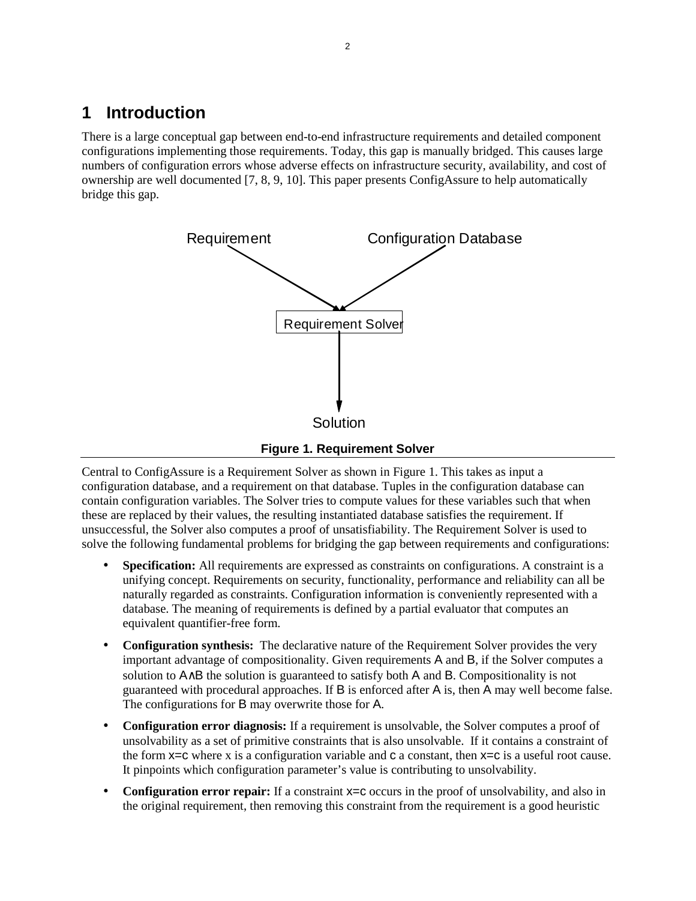# 1 Introduction

There is a large conceptual gap between end-to-end infrastructure requirements and detailed component configurations implementing those requirements. Today, this gap is manually bridged. This causes large numbers of configuration errors whose adverse effects on infrastructure security, availability, and cost of ownership are well documented [7, 8, 9, 10]. This paper presents ConfigAssure to help automatically bridge this gap.

**Figure 1. Requirement Solver**

Central to ConfigAssure is a Requirement Solver as shown in Figure 1. This takes as input a configuration database, and a requirement on that database. Tuples in the configuration database can contain configuration variables. The Solver tries to compute values for these variables such that when these are replaced by their values, the resulting instantiated database satisfies the requirement. If unsuccessful, the Solver also computes a proof of unsatisfiability. The Requirement Solver is used to solve the following fundamental problems for bridging the gap between requirements and configurations:

- **Specification:** All requirements are expressed as constraints on configurations. A constraint is a unifying concept. Requirements on security, functionality, performance and reliability can all be naturally regarded as constraints. Configuration information is conveniently represented with a database. The meaning of requirements is defined by a partial evaluator that computes an equivalent quantifier-free form.
- **Configuration synthesis:** The declarative nature of the Requirement Solver provides the very important advantage of compositionality. Given requirements A and B, if the Solver computes a solution to $A \wedge B$ the solution is guaranteed to satisfy both A and B. Compositionality is not guaranteed with procedural approaches. If B is enforced after A is, then A may well become false. The configurations for B may overwrite those for A.
- **Configuration error diagnosis:** If a requirement is unsolvable, the Solver computes a proof of unsolvability as a set of primitive constraints that is also unsolvable. If it contains a constraint of the form $x=c$ where x is a configuration variable and c a constant, then $x=c$ is a useful root cause. It pinpoints which configuration parameter's value is contributing to unsolvability.
- **Configuration error repair:** If a constraint $x=c$ occurs in the proof of unsolvability, and also in the original requirement, then removing this constraint from the requirement is a good heuristic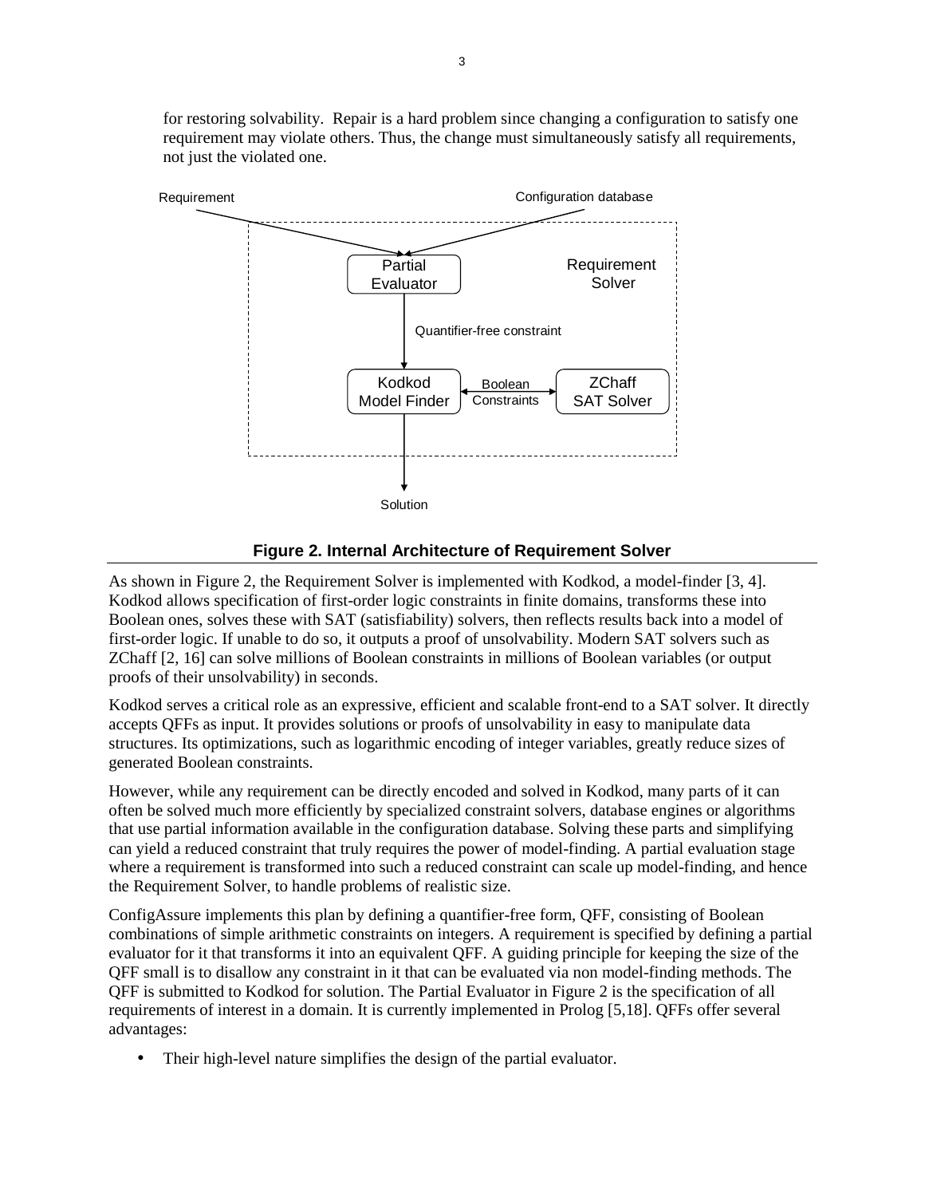for restoring solvability. Repair is a hard problem since changing a configuration to satisfy one requirement may violate others. Thus, the change must simultaneously satisfy all requirements, not just the violated one.

**Figure 2. Internal Architecture of Requirement Solver**

As shown in Figure 2, the Requirement Solver is implemented with Kodkod, a model-finder [3, 4]. Kodkod allows specification of first-order logic constraints in finite domains, transforms these into Boolean ones, solves these with SAT (satisfiability) solvers, then reflects results back into a model of first-order logic. If unable to do so, it outputs a proof of unsolvability. Modern SAT solvers such as ZChaff [2, 16] can solve millions of Boolean constraints in millions of Boolean variables (or output proofs of their unsolvability) in seconds.

Kodkod serves a critical role as an expressive, efficient and scalable front-end to a SAT solver. It directly accepts QFFs as input. It provides solutions or proofs of unsolvability in easy to manipulate data structures. Its optimizations, such as logarithmic encoding of integer variables, greatly reduce sizes of generated Boolean constraints.

However, while any requirement can be directly encoded and solved in Kodkod, many parts of it can often be solved much more efficiently by specialized constraint solvers, database engines or algorithms that use partial information available in the configuration database. Solving these parts and simplifying can yield a reduced constraint that truly requires the power of model-finding. A partial evaluation stage where a requirement is transformed into such a reduced constraint can scale up model-finding, and hence the Requirement Solver, to handle problems of realistic size.

ConfigAssure implements this plan by defining a quantifier-free form, QFF, consisting of Boolean combinations of simple arithmetic constraints on integers. A requirement is specified by defining a partial evaluator for it that transforms it into an equivalent QFF. A guiding principle for keeping the size of the QFF small is to disallow any constraint in it that can be evaluated via non model-finding methods. The QFF is submitted to Kodkod for solution. The Partial Evaluator in Figure 2 is the specification of all requirements of interest in a domain. It is currently implemented in Prolog [5,18]. QFFs offer several advantages:

- Their high-level nature simplifies the design of the partial evaluator.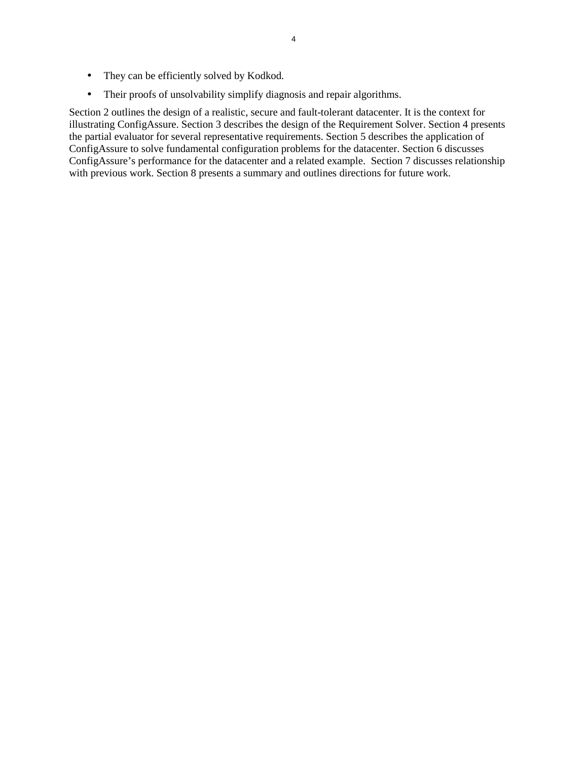- They can be efficiently solved by Kodkod.
- Their proofs of unsolvability simplify diagnosis and repair algorithms.

Section 2 outlines the design of a realistic, secure and fault-tolerant datacenter. It is the context for illustrating ConfigAssure. Section 3 describes the design of the Requirement Solver. Section 4 presents the partial evaluator for several representative requirements. Section 5 describes the application of ConfigAssure to solve fundamental configuration problems for the datacenter. Section 6 discusses ConfigAssure's performance for the datacenter and a related example. Section 7 discusses relationship with previous work. Section 8 presents a summary and outlines directions for future work.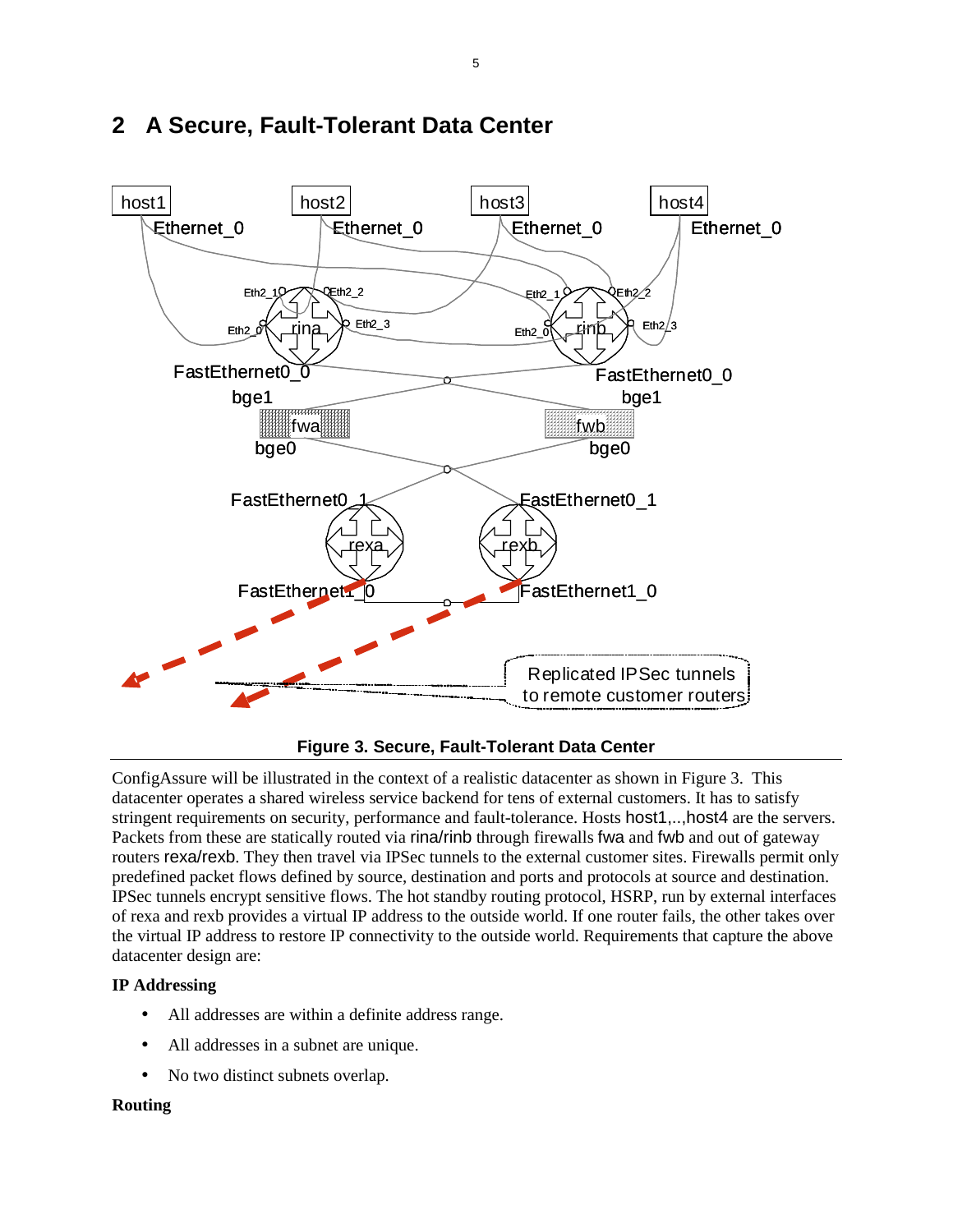## 2 A Secure, Fault-Tolerant Data Center

**Figure 3. Secure, Fault-Tolerant Data Center**

ConfigAssure will be illustrated in the context of a realistic datacenter as shown in Figure 3. This datacenter operates a shared wireless service backend for tens of external customers. It has to satisfy stringent requirements on security, performance and fault-tolerance. Hosts host1,..,host4 are the servers. Packets from these are statically routed via rina/rinb through firewalls fwa and fwb and out of gateway routers rexa/rexb. They then travel via IPSec tunnels to the external customer sites. Firewalls permit only predefined packet flows defined by source, destination and ports and protocols at source and destination. IPSec tunnels encrypt sensitive flows. The hot standby routing protocol, HSRP, run by external interfaces of rexa and rexb provides a virtual IP address to the outside world. If one router fails, the other takes over the virtual IP address to restore IP connectivity to the outside world. Requirements that capture the above datacenter design are:

**IP Addressing**

- All addresses are within a definite address range.
- All addresses in a subnet are unique.
- No two distinct subnets overlap.

**Routing**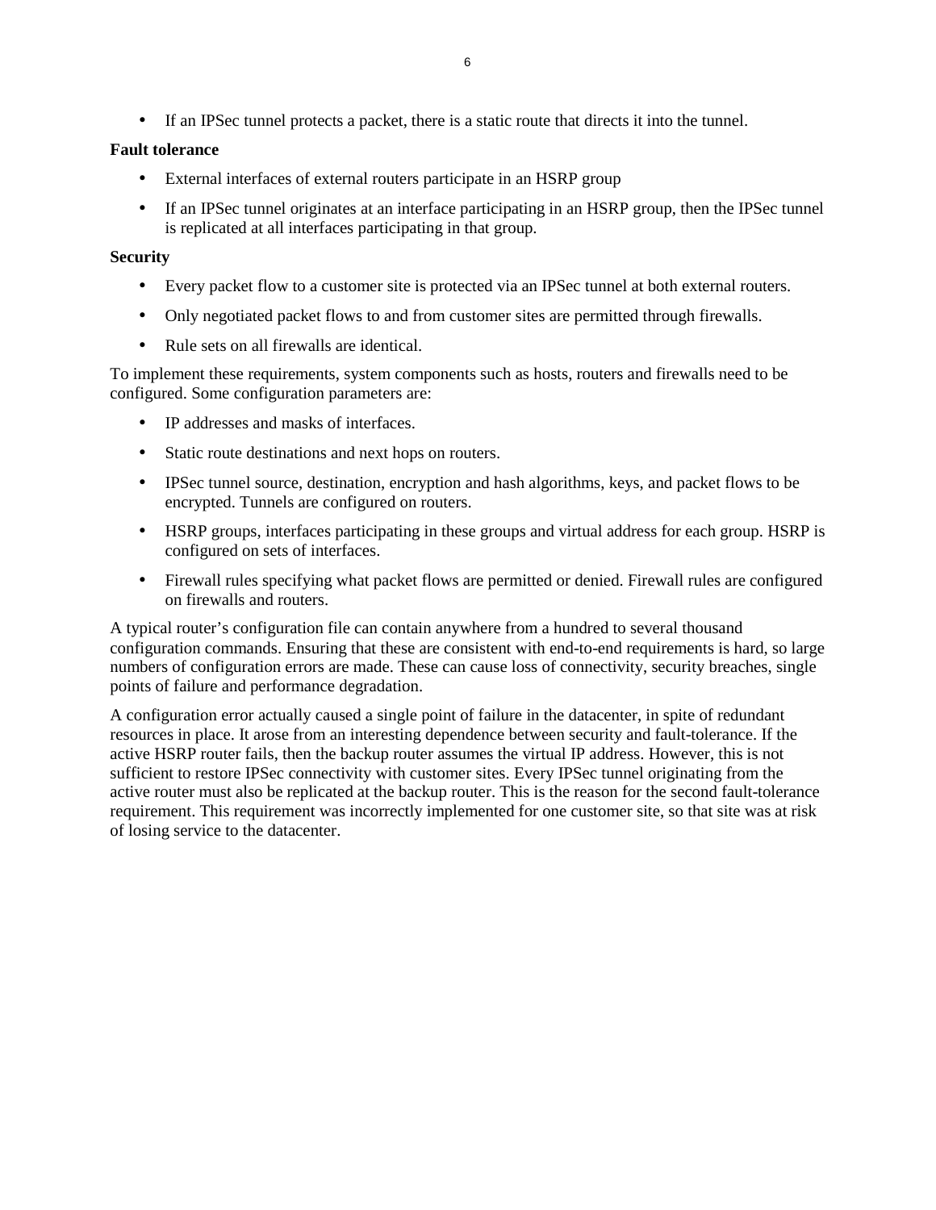- If an IPSec tunnel protects a packet, there is a static route that directs it into the tunnel.

**Fault tolerance**

- External interfaces of external routers participate in an HSRP group
- If an IPSec tunnel originates at an interface participating in an HSRP group, then the IPSec tunnel is replicated at all interfaces participating in that group.

**Security**

- Every packet flow to a customer site is protected via an IPSec tunnel at both external routers.
- Only negotiated packet flows to and from customer sites are permitted through firewalls.
- Rule sets on all firewalls are identical.

To implement these requirements, system components such as hosts, routers and firewalls need to be configured. Some configuration parameters are:

- IP addresses and masks of interfaces.
- Static route destinations and next hops on routers.
- IPSec tunnel source, destination, encryption and hash algorithms, keys, and packet flows to be encrypted. Tunnels are configured on routers.
- HSRP groups, interfaces participating in these groups and virtual address for each group. HSRP is configured on sets of interfaces.
- Firewall rules specifying what packet flows are permitted or denied. Firewall rules are configured on firewalls and routers.

A typical router's configuration file can contain anywhere from a hundred to several thousand configuration commands. Ensuring that these are consistent with end-to-end requirements is hard, so large numbers of configuration errors are made. These can cause loss of connectivity, security breaches, single points of failure and performance degradation.

A configuration error actually caused a single point of failure in the datacenter, in spite of redundant resources in place. It arose from an interesting dependence between security and fault-tolerance. If the active HSRP router fails, then the backup router assumes the virtual IP address. However, this is not sufficient to restore IPSec connectivity with customer sites. Every IPSec tunnel originating from the active router must also be replicated at the backup router. This is the reason for the second fault-tolerance requirement. This requirement was incorrectly implemented for one customer site, so that site was at risk of losing service to the datacenter.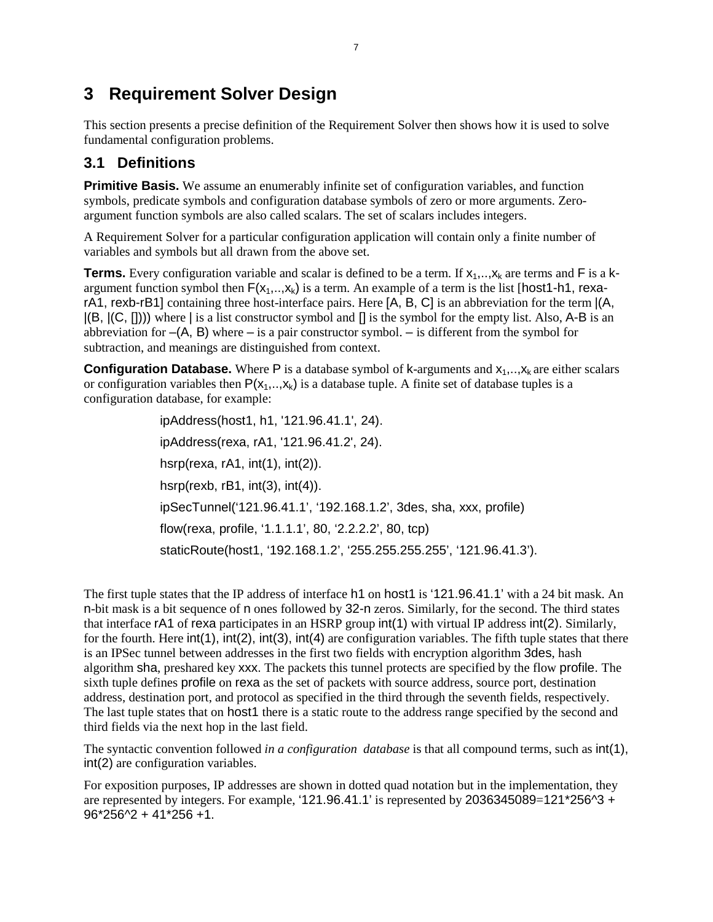# 3 Requirement Solver Design

This section presents a precise definition of the Requirement Solver then shows how it is used to solve fundamental configuration problems.

## 3.1 Definitions

**Primitive Basis.** We assume an enumerably infinite set of configuration variables, and function symbols, predicate symbols and configuration database symbols of zero or more arguments. Zero-argument function symbols are also called scalars. The set of scalars includes integers.

A Requirement Solver for a particular configuration application will contain only a finite number of variables and symbols but all drawn from the above set.

**Terms.** Every configuration variable and scalar is defined to be a term. If $x_1,..,x_k$ are terms and F is a k-argument function symbol then $F(x_1,..,x_k)$ is a term. An example of a term is the list [host1-h1, rexa-rA1, rexb-rB1] containing three host-interface pairs. Here [A, B, C] is an abbreviation for the term |(A, |(B, |(C, []))) where | is a list constructor symbol and [] is the symbol for the empty list. Also, A-B is an abbreviation for –(A, B) where – is a pair constructor symbol. – is different from the symbol for subtraction, and meanings are distinguished from context.

**Configuration Database.** Where P is a database symbol of k-arguments and $x_1,..,x_k$ are either scalars or configuration variables then $P(x_1,..,x_k)$ is a database tuple. A finite set of database tuples is a configuration database, for example:

```
ipAddress(host1, h1, '121.96.41.1', 24).
ipAddress(rexa, rA1, '121.96.41.2', 24).
hsrp(rexa, rA1, int(1), int(2)).
hsrp(rexb, rB1, int(3), int(4)).
ipSecTunnel('121.96.41.1', '192.168.1.2', 3des, sha, xxx, profile)
flow(rexa, profile, '1.1.1.1', 80, '2.2.2.2', 80, tcp)
staticRoute(host1, '192.168.1.2', '255.255.255.255', '121.96.41.3').
```

The first tuple states that the IP address of interface h1 on host1 is '121.96.41.1' with a 24 bit mask. An n-bit mask is a bit sequence of n ones followed by 32-n zeros. Similarly, for the second. The third states that interface rA1 of rexa participates in an HSRP group int(1) with virtual IP address int(2). Similarly, for the fourth. Here int(1), int(2), int(3), int(4) are configuration variables. The fifth tuple states that there is an IPSec tunnel between addresses in the first two fields with encryption algorithm 3des, hash algorithm sha, preshared key xxx. The packets this tunnel protects are specified by the flow profile. The sixth tuple defines profile on rexa as the set of packets with source address, source port, destination address, destination port, and protocol as specified in the third through the seventh fields, respectively. The last tuple states that on host1 there is a static route to the address range specified by the second and third fields via the next hop in the last field.

The syntactic convention followed *in a configuration database* is that all compound terms, such as int(1), int(2) are configuration variables.

For exposition purposes, IP addresses are shown in dotted quad notation but in the implementation, they are represented by integers. For example, '121.96.41.1' is represented by 2036345089=121*256^3 + 96*256^2 + 41*256 +1.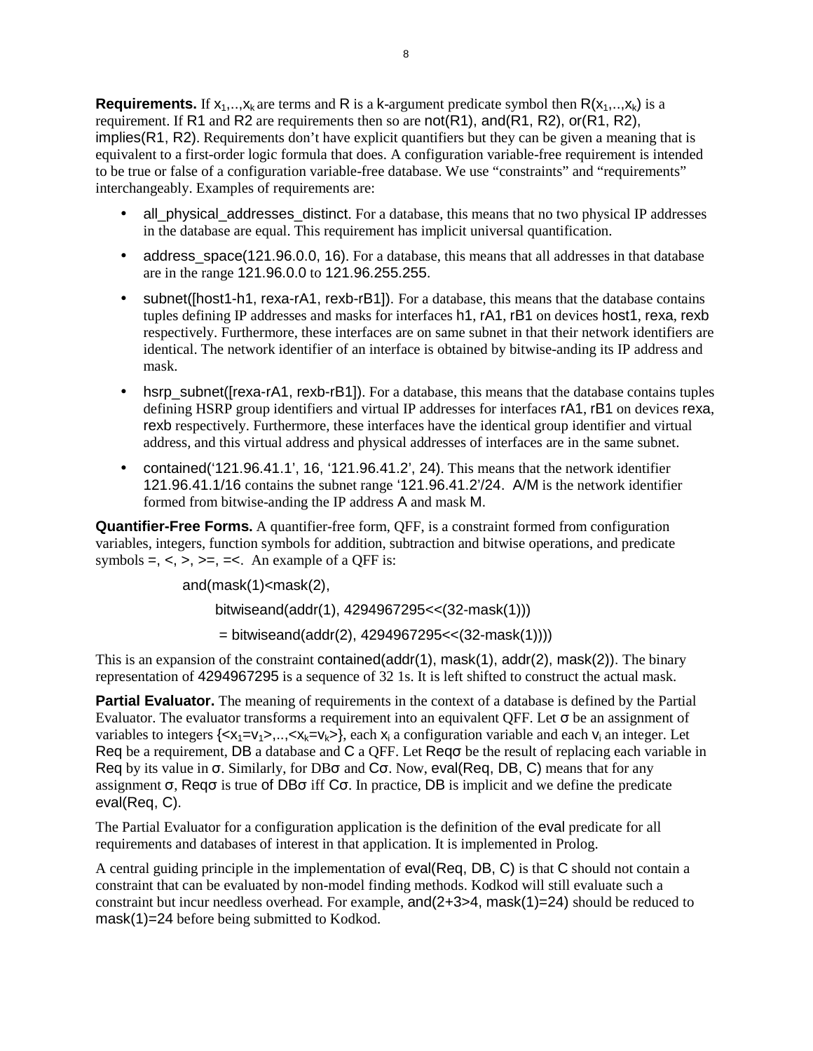**Requirements.** If $x_1,..,x_k$ are terms and R is a k-argument predicate symbol then $R(x_1,..,x_k)$ is a requirement. If R1 and R2 are requirements then so are not(R1), and(R1, R2), or(R1, R2), implies(R1, R2). Requirements don't have explicit quantifiers but they can be given a meaning that is equivalent to a first-order logic formula that does. A configuration variable-free requirement is intended to be true or false of a configuration variable-free database. We use "constraints" and "requirements" interchangeably. Examples of requirements are:

- all_physical_addresses_distinct. For a database, this means that no two physical IP addresses in the database are equal. This requirement has implicit universal quantification.
- address_space(121.96.0.0, 16). For a database, this means that all addresses in that database are in the range 121.96.0.0 to 121.96.255.255.
- subnet([host1-h1, rexa-rA1, rexb-rB1]). For a database, this means that the database contains tuples defining IP addresses and masks for interfaces h1, rA1, rB1 on devices host1, rexa, rexb respectively. Furthermore, these interfaces are on same subnet in that their network identifiers are identical. The network identifier of an interface is obtained by bitwise-anding its IP address and mask.
- hsrp_subnet([rexa-rA1, rexb-rB1]). For a database, this means that the database contains tuples defining HSRP group identifiers and virtual IP addresses for interfaces rA1, rB1 on devices rexa, rexb respectively. Furthermore, these interfaces have the identical group identifier and virtual address, and this virtual address and physical addresses of interfaces are in the same subnet.
- contained('121.96.41.1', 16, '121.96.41.2', 24). This means that the network identifier 121.96.41.1/16 contains the subnet range '121.96.41.2'/24. A/M is the network identifier formed from bitwise-anding the IP address A and mask M.

**Quantifier-Free Forms.** A quantifier-free form, QFF, is a constraint formed from configuration variables, integers, function symbols for addition, subtraction and bitwise operations, and predicate symbols =, <, >, >=, =<. An example of a QFF is:

```
and(mask(1)<mask(2),
    bitwiseand(addr(1), 4294967295<<(32-mask(1)))
     = bitwiseand(addr(2), 4294967295<<(32-mask(1))))
```

This is an expansion of the constraint contained(addr(1), mask(1), addr(2), mask(2)). The binary representation of 4294967295 is a sequence of 32 1s. It is left shifted to construct the actual mask.

**Partial Evaluator.** The meaning of requirements in the context of a database is defined by the Partial Evaluator. The evaluator transforms a requirement into an equivalent QFF. Let σ be an assignment of variables to integers $\{<x_1=v_1>,..,<x_k=v_k>\}$, each $x_i$ a configuration variable and each $v_i$ an integer. Let Req be a requirement, DB a database and C a QFF. Let Reqσ be the result of replacing each variable in Req by its value in σ. Similarly, for DBσ and Cσ. Now, eval(Req, DB, C) means that for any assignment σ, Reqσ is true of DBσ iff Cσ. In practice, DB is implicit and we define the predicate eval(Req, C).

The Partial Evaluator for a configuration application is the definition of the eval predicate for all requirements and databases of interest in that application. It is implemented in Prolog.

A central guiding principle in the implementation of eval(Req, DB, C) is that C should not contain a constraint that can be evaluated by non-model finding methods. Kodkod will still evaluate such a constraint but incur needless overhead. For example, and(2+3>4, mask(1)=24) should be reduced to mask(1)=24 before being submitted to Kodkod.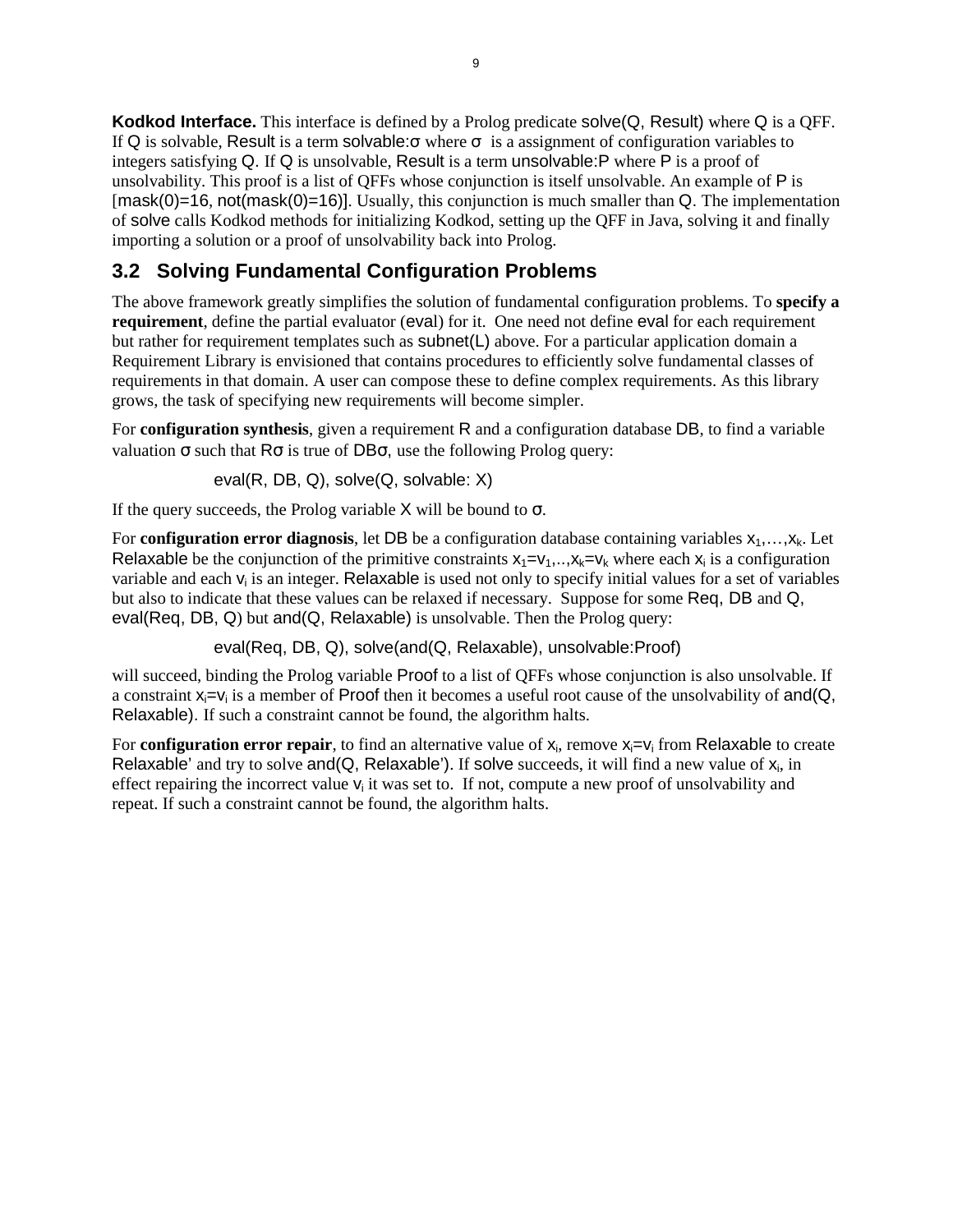**Kodkod Interface.** This interface is defined by a Prolog predicate solve(Q, Result) where Q is a QFF. If Q is solvable, Result is a term solvable:σ where σ is a assignment of configuration variables to integers satisfying Q. If Q is unsolvable, Result is a term unsolvable:P where P is a proof of unsolvability. This proof is a list of QFFs whose conjunction is itself unsolvable. An example of P is [mask(0)=16, not(mask(0)=16)]. Usually, this conjunction is much smaller than Q. The implementation of solve calls Kodkod methods for initializing Kodkod, setting up the QFF in Java, solving it and finally importing a solution or a proof of unsolvability back into Prolog.

## 3.2 Solving Fundamental Configuration Problems

The above framework greatly simplifies the solution of fundamental configuration problems. To **specify a requirement**, define the partial evaluator (eval) for it. One need not define eval for each requirement but rather for requirement templates such as subnet(L) above. For a particular application domain a Requirement Library is envisioned that contains procedures to efficiently solve fundamental classes of requirements in that domain. A user can compose these to define complex requirements. As this library grows, the task of specifying new requirements will become simpler.

For **configuration synthesis**, given a requirement R and a configuration database DB, to find a variable valuation σ such that Rσ is true of DBσ, use the following Prolog query:

```
eval(R, DB, Q), solve(Q, solvable: X)
```

If the query succeeds, the Prolog variable X will be bound to σ.

For **configuration error diagnosis**, let DB be a configuration database containing variables $x_1,\ldots,x_k$. Let Relaxable be the conjunction of the primitive constraints $x_1=v_1,..,x_k=v_k$ where each $x_i$ is a configuration variable and each $v_i$ is an integer. Relaxable is used not only to specify initial values for a set of variables but also to indicate that these values can be relaxed if necessary. Suppose for some Req, DB and Q, eval(Req, DB, Q) but and(Q, Relaxable) is unsolvable. Then the Prolog query:

```
eval(Req, DB, Q), solve(and(Q, Relaxable), unsolvable:Proof)
```

will succeed, binding the Prolog variable Proof to a list of QFFs whose conjunction is also unsolvable. If a constraint $x_i=v_i$ is a member of Proof then it becomes a useful root cause of the unsolvability of and(Q, Relaxable). If such a constraint cannot be found, the algorithm halts.

For **configuration error repair**, to find an alternative value of $x_i$, remove $x_i=v_i$ from Relaxable to create Relaxable' and try to solve and(Q, Relaxable'). If solve succeeds, it will find a new value of $x_i$, in effect repairing the incorrect value $v_i$ it was set to. If not, compute a new proof of unsolvability and repeat. If such a constraint cannot be found, the algorithm halts.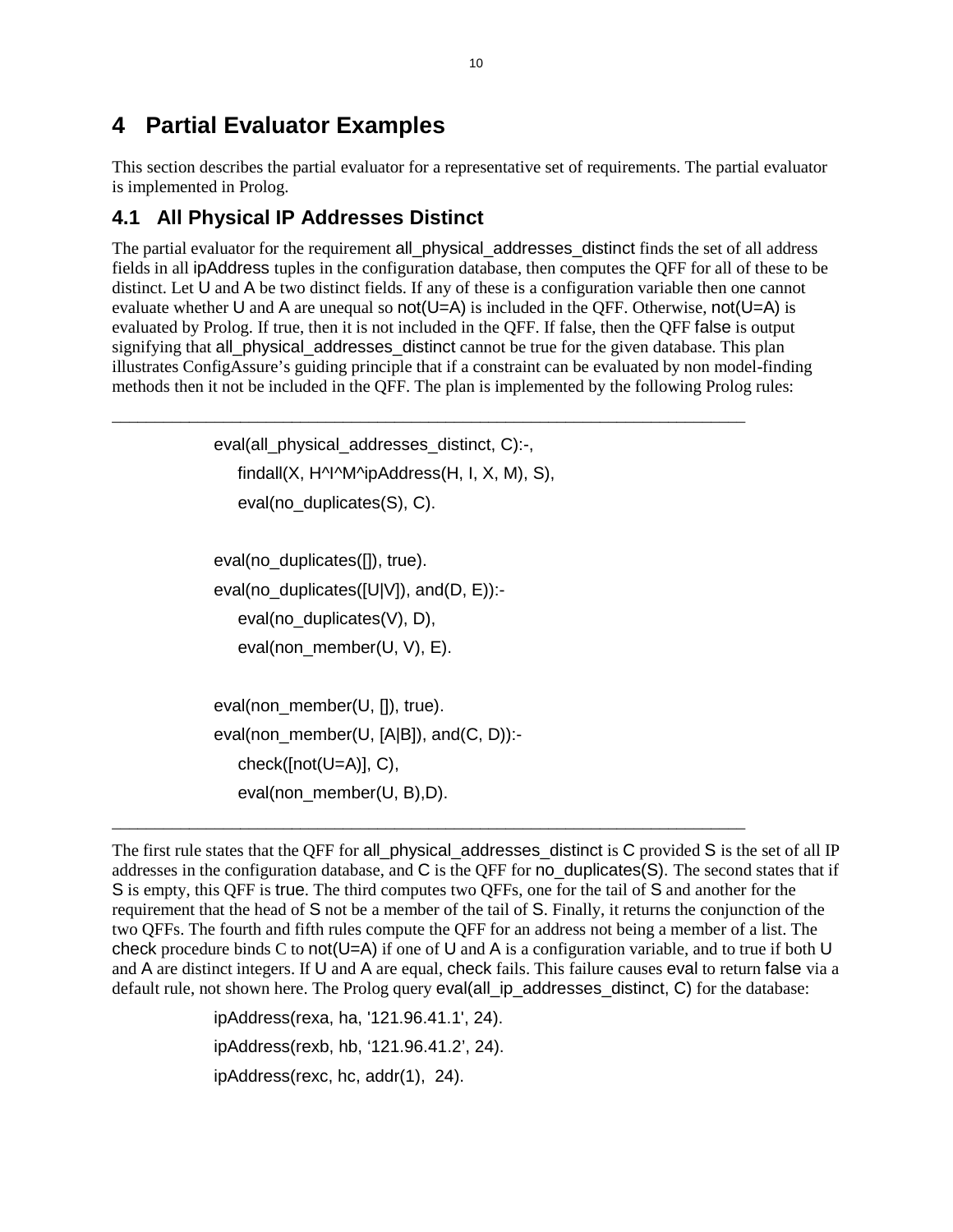# 4 Partial Evaluator Examples

This section describes the partial evaluator for a representative set of requirements. The partial evaluator is implemented in Prolog.

## 4.1 All Physical IP Addresses Distinct

The partial evaluator for the requirement all_physical_addresses_distinct finds the set of all address fields in all ipAddress tuples in the configuration database, then computes the QFF for all of these to be distinct. Let U and A be two distinct fields. If any of these is a configuration variable then one cannot evaluate whether U and A are unequal so not(U=A) is included in the QFF. Otherwise, not(U=A) is evaluated by Prolog. If true, then it is not included in the QFF. If false, then the QFF false is output signifying that all_physical_addresses_distinct cannot be true for the given database. This plan illustrates ConfigAssure's guiding principle that if a constraint can be evaluated by non model-finding methods then it not be included in the QFF. The plan is implemented by the following Prolog rules:

```
eval(all_physical_addresses_distinct, C):-,
    findall(X, H^I^M^ipAddress(H, I, X, M), S),
    eval(no_duplicates(S), C).

eval(no_duplicates([]), true).
eval(no_duplicates([U|V]), and(D, E)):-
    eval(no_duplicates(V), D),
    eval(non_member(U, V), E).

eval(non_member(U, []), true).
eval(non_member(U, [A|B]), and(C, D)):-
    check([not(U=A)], C),
    eval(non_member(U, B),D).
```

The first rule states that the QFF for all_physical_addresses_distinct is C provided S is the set of all IP addresses in the configuration database, and C is the QFF for no_duplicates(S). The second states that if S is empty, this QFF is true. The third computes two QFFs, one for the tail of S and another for the requirement that the head of S not be a member of the tail of S. Finally, it returns the conjunction of the two QFFs. The fourth and fifth rules compute the QFF for an address not being a member of a list. The check procedure binds C to not(U=A) if one of U and A is a configuration variable, and to true if both U and A are distinct integers. If U and A are equal, check fails. This failure causes eval to return false via a default rule, not shown here. The Prolog query eval(all_ip_addresses_distinct, C) for the database:

```
ipAddress(rexa, ha, '121.96.41.1', 24).
ipAddress(rexb, hb, '121.96.41.2', 24).
ipAddress(rexc, hc, addr(1),  24).
```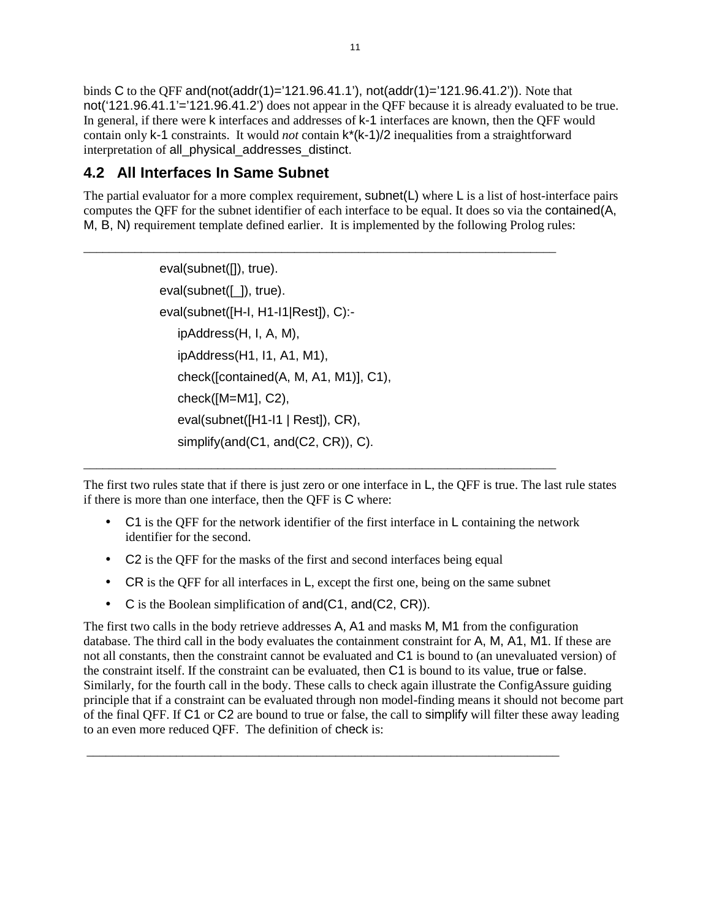binds C to the QFF and(not(addr(1)=’121.96.41.1’), not(addr(1)=’121.96.41.2’)). Note that not(‘121.96.41.1’=’121.96.41.2’) does not appear in the QFF because it is already evaluated to be true. In general, if there were k interfaces and addresses of k-1 interfaces are known, then the QFF would contain only k-1 constraints. It would *not* contain k*(k-1)/2 inequalities from a straightforward interpretation of all_physical_addresses_distinct.

## 4.2 All Interfaces In Same Subnet

The partial evaluator for a more complex requirement, subnet(L) where L is a list of host-interface pairs computes the QFF for the subnet identifier of each interface to be equal. It does so via the contained(A, M, B, N) requirement template defined earlier. It is implemented by the following Prolog rules:

```
eval(subnet([]), true).
eval(subnet([_]), true).
eval(subnet([H-I, H1-I1|Rest]), C):-
    ipAddress(H, I, A, M),
    ipAddress(H1, I1, A1, M1),
    check([contained(A, M, A1, M1)], C1),
    check([M=M1], C2),
    eval(subnet([H1-I1 | Rest]), CR),
    simplify(and(C1, and(C2, CR)), C).
```

The first two rules state that if there is just zero or one interface in L, the QFF is true. The last rule states if there is more than one interface, then the QFF is C where:

- C1 is the QFF for the network identifier of the first interface in L containing the network identifier for the second.
- C2 is the QFF for the masks of the first and second interfaces being equal
- CR is the QFF for all interfaces in L, except the first one, being on the same subnet
- C is the Boolean simplification of and(C1, and(C2, CR)).

The first two calls in the body retrieve addresses A, A1 and masks M, M1 from the configuration database. The third call in the body evaluates the containment constraint for A, M, A1, M1. If these are not all constants, then the constraint cannot be evaluated and C1 is bound to (an unevaluated version) of the constraint itself. If the constraint can be evaluated, then C1 is bound to its value, true or false. Similarly, for the fourth call in the body. These calls to check again illustrate the ConfigAssure guiding principle that if a constraint can be evaluated through non model-finding means it should not become part of the final QFF. If C1 or C2 are bound to true or false, the call to simplify will filter these away leading to an even more reduced QFF. The definition of check is: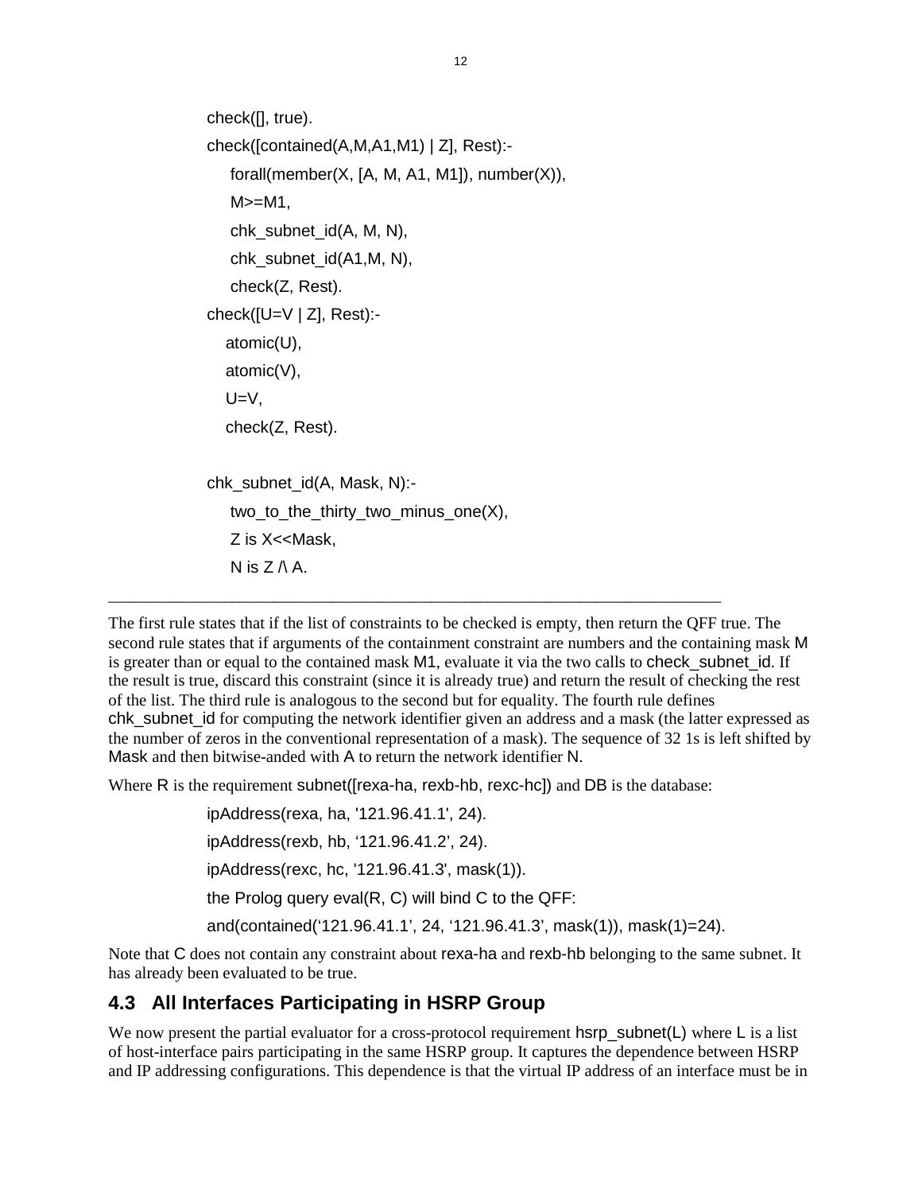```
check([], true).
check([contained(A,M,A1,M1) | Z], Rest):-
     forall(member(X, [A, M, A1, M1]), number(X)),
     M>=M1,
     chk_subnet_id(A, M, N),
     chk_subnet_id(A1,M, N),
     check(Z, Rest).
check([U=V | Z], Rest):-
    atomic(U),
    atomic(V),
    U=V,
    check(Z, Rest).

chk_subnet_id(A, Mask, N):-
     two_to_the_thirty_two_minus_one(X),
     Z is X<<Mask,
     N is Z /\ A.
```

---

The first rule states that if the list of constraints to be checked is empty, then return the QFF true. The second rule states that if arguments of the containment constraint are numbers and the containing mask M is greater than or equal to the contained mask M1, evaluate it via the two calls to check_subnet_id. If the result is true, discard this constraint (since it is already true) and return the result of checking the rest of the list. The third rule is analogous to the second but for equality. The fourth rule defines chk_subnet_id for computing the network identifier given an address and a mask (the latter expressed as the number of zeros in the conventional representation of a mask). The sequence of 32 1s is left shifted by Mask and then bitwise-anded with A to return the network identifier N.

Where R is the requirement subnet([rexa-ha, rexb-hb, rexc-hc]) and DB is the database:

```
ipAddress(rexa, ha, '121.96.41.1', 24).
ipAddress(rexb, hb, '121.96.41.2', 24).
ipAddress(rexc, hc, '121.96.41.3', mask(1)).
```

the Prolog query eval(R, C) will bind C to the QFF:

```
and(contained('121.96.41.1', 24, '121.96.41.3', mask(1)), mask(1)=24).
```

Note that C does not contain any constraint about rexa-ha and rexb-hb belonging to the same subnet. It has already been evaluated to be true.

## 4.3 All Interfaces Participating in HSRP Group

We now present the partial evaluator for a cross-protocol requirement hsrp_subnet(L) where L is a list of host-interface pairs participating in the same HSRP group. It captures the dependence between HSRP and IP addressing configurations. This dependence is that the virtual IP address of an interface must be in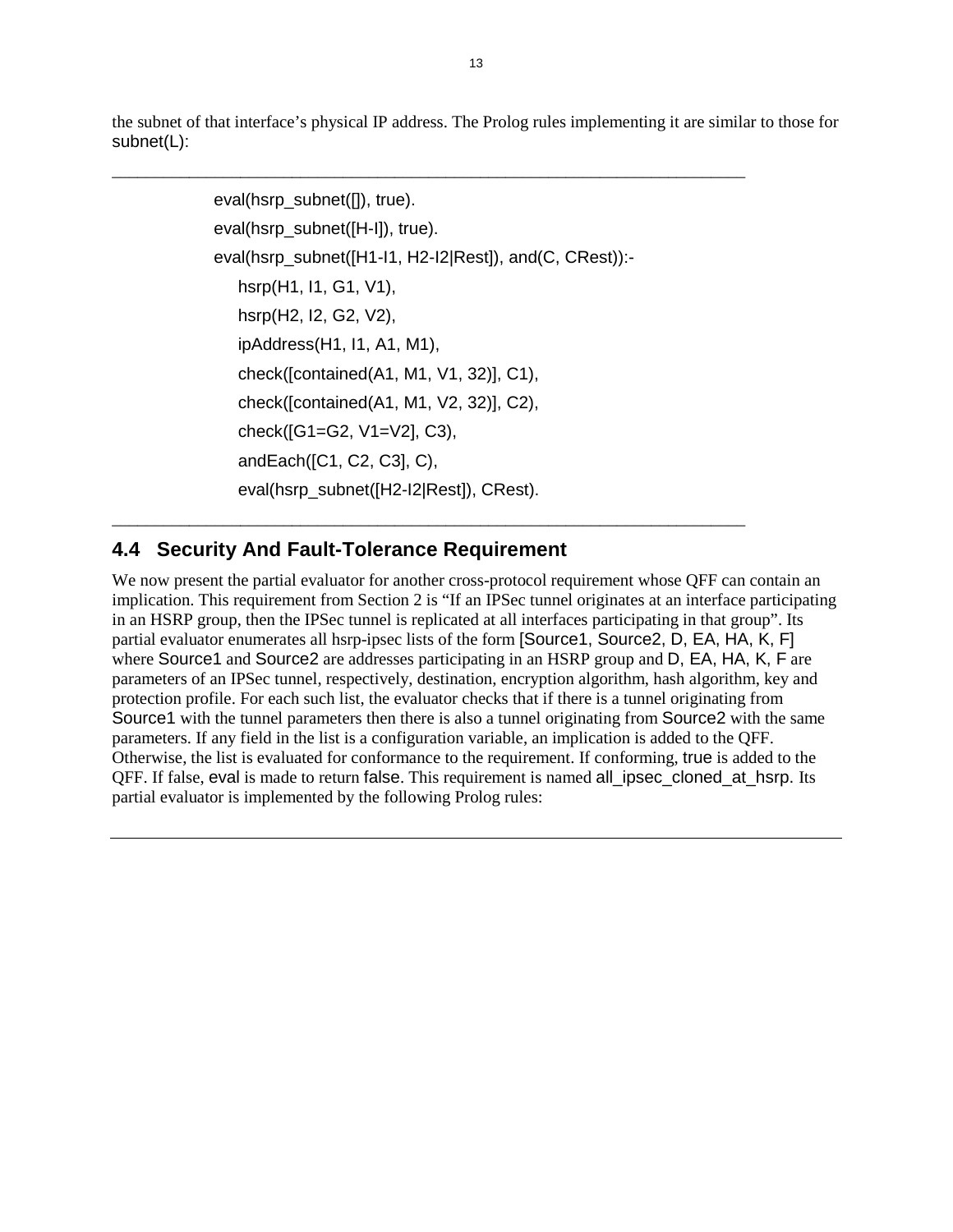the subnet of that interface's physical IP address. The Prolog rules implementing it are similar to those for subnet(L):

```
eval(hsrp_subnet([]), true).
eval(hsrp_subnet([H-I]), true).
eval(hsrp_subnet([H1-I1, H2-I2|Rest]), and(C, CRest)):-
    hsrp(H1, I1, G1, V1),
    hsrp(H2, I2, G2, V2),
    ipAddress(H1, I1, A1, M1),
    check([contained(A1, M1, V1, 32)], C1),
    check([contained(A1, M1, V2, 32)], C2),
    check([G1=G2, V1=V2], C3),
    andEach([C1, C2, C3], C),
    eval(hsrp_subnet([H2-I2|Rest]), CRest).
```

## 4.4 Security And Fault-Tolerance Requirement

We now present the partial evaluator for another cross-protocol requirement whose QFF can contain an implication. This requirement from Section 2 is "If an IPSec tunnel originates at an interface participating in an HSRP group, then the IPSec tunnel is replicated at all interfaces participating in that group". Its partial evaluator enumerates all hsrp-ipsec lists of the form [Source1, Source2, D, EA, HA, K, F] where Source1 and Source2 are addresses participating in an HSRP group and D, EA, HA, K, F are parameters of an IPSec tunnel, respectively, destination, encryption algorithm, hash algorithm, key and protection profile. For each such list, the evaluator checks that if there is a tunnel originating from Source1 with the tunnel parameters then there is also a tunnel originating from Source2 with the same parameters. If any field in the list is a configuration variable, an implication is added to the QFF. Otherwise, the list is evaluated for conformance to the requirement. If conforming, true is added to the QFF. If false, eval is made to return false. This requirement is named all_ipsec_cloned_at_hsrp. Its partial evaluator is implemented by the following Prolog rules: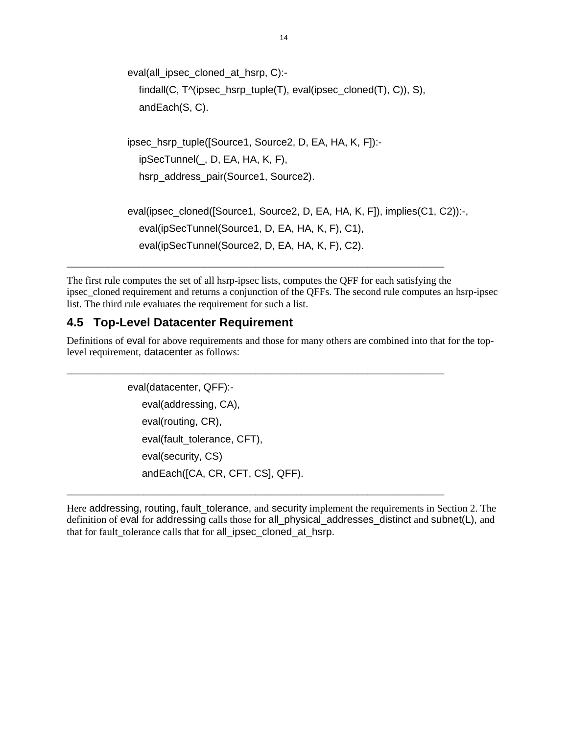```
eval(all_ipsec_cloned_at_hsrp, C):-
   findall(C, T^(ipsec_hsrp_tuple(T), eval(ipsec_cloned(T), C)), S),
   andEach(S, C).

ipsec_hsrp_tuple([Source1, Source2, D, EA, HA, K, F]):-
   ipSecTunnel(_, D, EA, HA, K, F),
   hsrp_address_pair(Source1, Source2).

eval(ipsec_cloned([Source1, Source2, D, EA, HA, K, F]), implies(C1, C2)):-,
   eval(ipSecTunnel(Source1, D, EA, HA, K, F), C1),
   eval(ipSecTunnel(Source2, D, EA, HA, K, F), C2).
```

The first rule computes the set of all hsrp-ipsec lists, computes the QFF for each satisfying the ipsec_cloned requirement and returns a conjunction of the QFFs. The second rule computes an hsrp-ipsec list. The third rule evaluates the requirement for such a list.

### 4.5 Top-Level Datacenter Requirement

Definitions of eval for above requirements and those for many others are combined into that for the top-level requirement, datacenter as follows:

```
eval(datacenter, QFF):-
    eval(addressing, CA),
    eval(routing, CR),
    eval(fault_tolerance, CFT),
    eval(security, CS)
    andEach([CA, CR, CFT, CS], QFF).
```

Here addressing, routing, fault_tolerance, and security implement the requirements in Section 2. The definition of eval for addressing calls those for all_physical_addresses_distinct and subnet(L), and that for fault_tolerance calls that for all_ipsec_cloned_at_hsrp.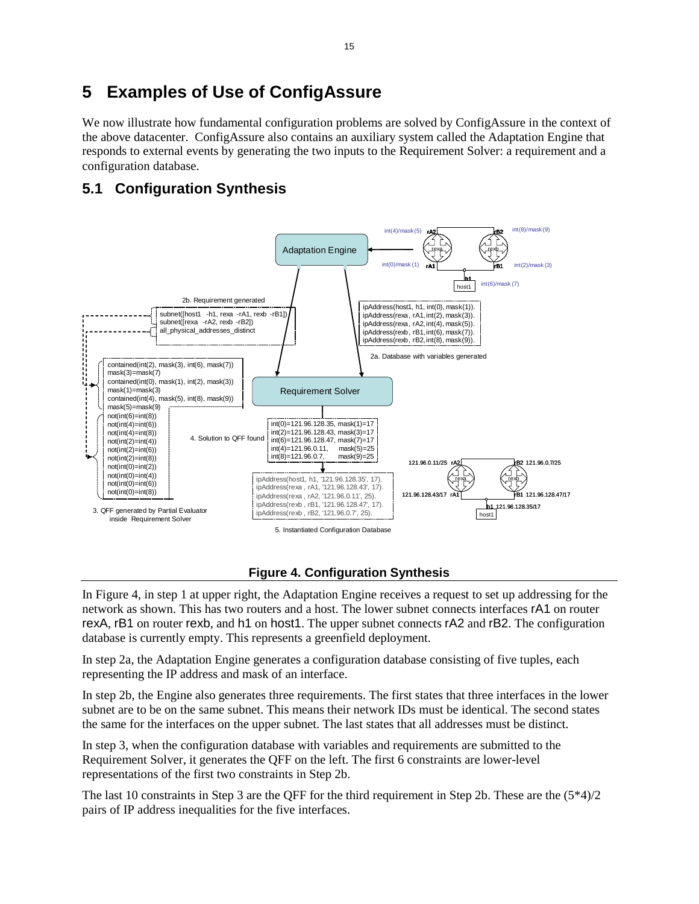# 5 Examples of Use of ConfigAssure

We now illustrate how fundamental configuration problems are solved by ConfigAssure in the context of the above datacenter. ConfigAssure also contains an auxiliary system called the Adaptation Engine that responds to external events by generating the two inputs to the Requirement Solver: a requirement and a configuration database.

## 5.1 Configuration Synthesis

**Figure 4. Configuration Synthesis**

In Figure 4, in step 1 at upper right, the Adaptation Engine receives a request to set up addressing for the network as shown. This has two routers and a host. The lower subnet connects interfaces rA1 on router rexA, rB1 on router rexb, and h1 on host1. The upper subnet connects rA2 and rB2. The configuration database is currently empty. This represents a greenfield deployment.

In step 2a, the Adaptation Engine generates a configuration database consisting of five tuples, each representing the IP address and mask of an interface.

In step 2b, the Engine also generates three requirements. The first states that three interfaces in the lower subnet are to be on the same subnet. This means their network IDs must be identical. The second states the same for the interfaces on the upper subnet. The last states that all addresses must be distinct.

In step 3, when the configuration database with variables and requirements are submitted to the Requirement Solver, it generates the QFF on the left. The first 6 constraints are lower-level representations of the first two constraints in Step 2b.

The last 10 constraints in Step 3 are the QFF for the third requirement in Step 2b. These are the (5*4)/2 pairs of IP address inequalities for the five interfaces.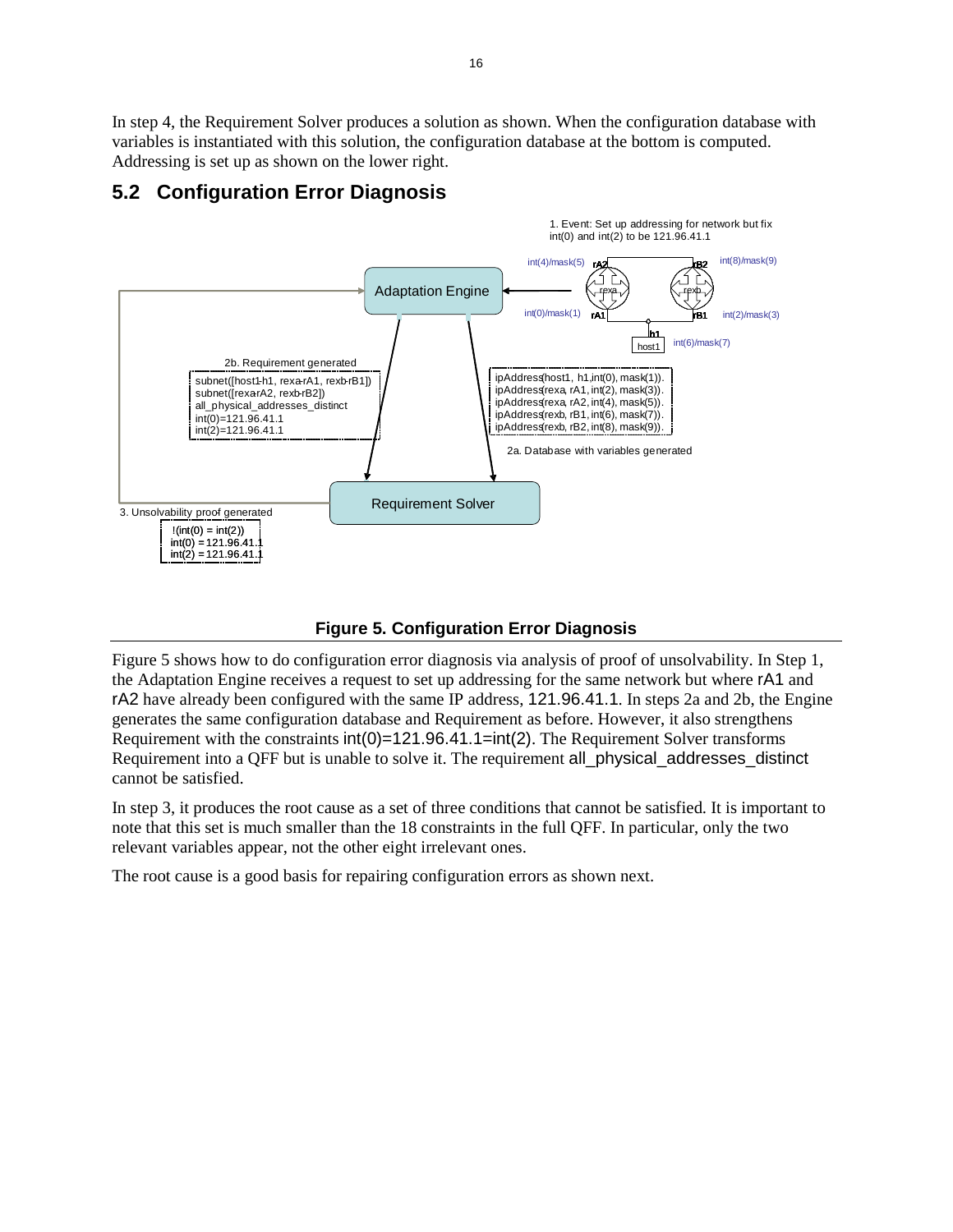In step 4, the Requirement Solver produces a solution as shown. When the configuration database with variables is instantiated with this solution, the configuration database at the bottom is computed. Addressing is set up as shown on the lower right.

## 5.2 Configuration Error Diagnosis

1. Event: Set up addressing for network but fix int(0) and int(2) to be 121.96.41.1

2b. Requirement generated

```
subnet([host1-h1, rexa-rA1, rexb-rB1])
subnet([rexa-rA2, rexb-rB2])
all_physical_addresses_distinct
int(0)=121.96.41.1
int(2)=121.96.41.1
```

2a. Database with variables generated

```
ipAddress(host1, h1,int(0), mask(1)).
ipAddress(rexa, rA1, int(2), mask(3)).
ipAddress(rexa, rA2, int(4), mask(5)).
ipAddress(rexb, rB1, int(6), mask(7)).
ipAddress(rexb, rB2, int(8), mask(9)).
```

3. Unsolvability proof generated

```
!(int(0) = int(2))
int(0) = 121.96.41.1
int(2) = 121.96.41.1
```

**Figure 5. Configuration Error Diagnosis**

Figure 5 shows how to do configuration error diagnosis via analysis of proof of unsolvability. In Step 1, the Adaptation Engine receives a request to set up addressing for the same network but where rA1 and rA2 have already been configured with the same IP address, 121.96.41.1. In steps 2a and 2b, the Engine generates the same configuration database and Requirement as before. However, it also strengthens Requirement with the constraints int(0)=121.96.41.1=int(2). The Requirement Solver transforms Requirement into a QFF but is unable to solve it. The requirement all_physical_addresses_distinct cannot be satisfied.

In step 3, it produces the root cause as a set of three conditions that cannot be satisfied. It is important to note that this set is much smaller than the 18 constraints in the full QFF. In particular, only the two relevant variables appear, not the other eight irrelevant ones.

The root cause is a good basis for repairing configuration errors as shown next.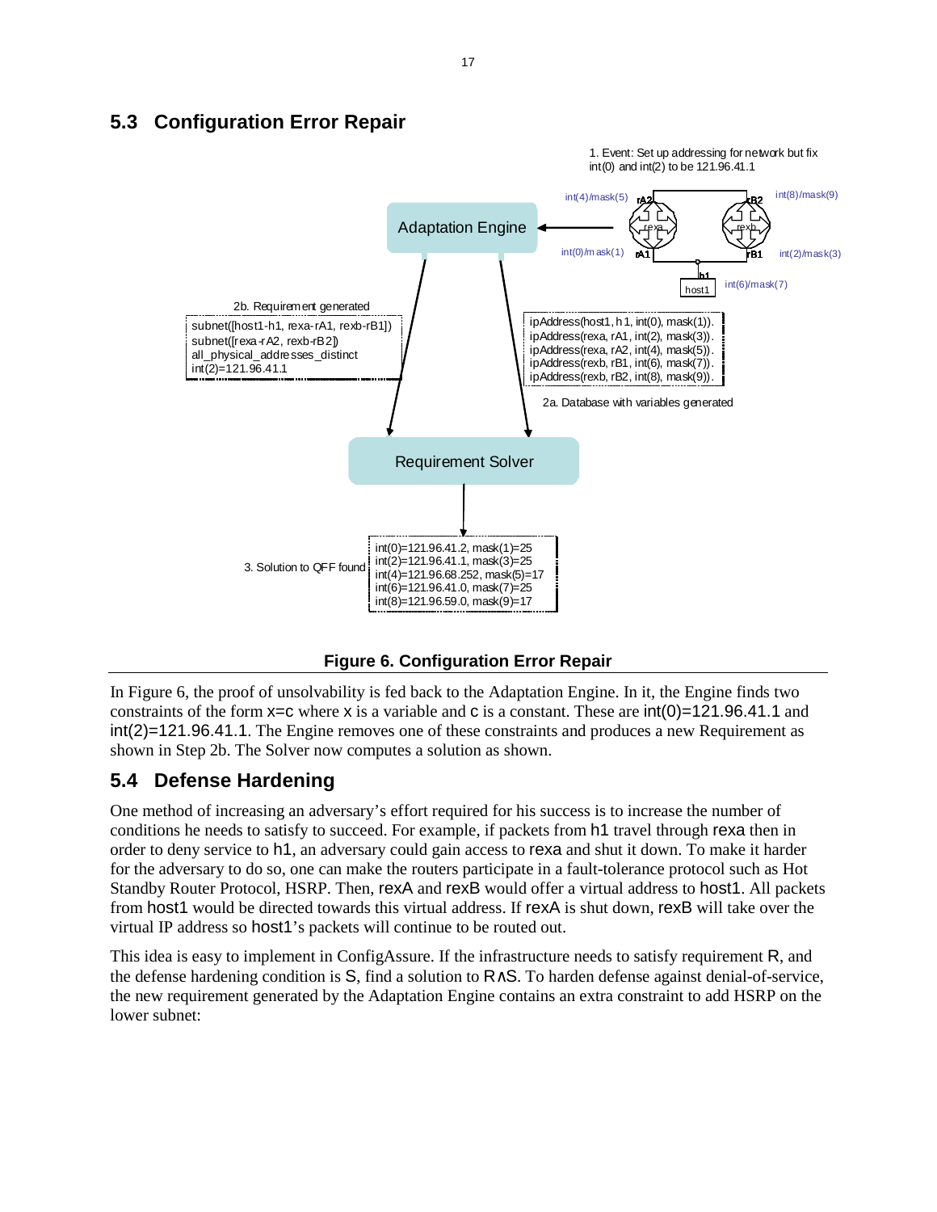## 5.3 Configuration Error Repair

1. Event: Set up addressing for network but fix int(0) and int(2) to be 121.96.41.1

Adaptation Engine

2b. Requirement generated

subnet([host1-h1, rexa-rA1, rexb-rB1])
subnet([rexa-rA2, rexb-rB2])
all_physical_addresses_distinct
int(2)=121.96.41.1

ipAddress(host1, h1, int(0), mask(1)).
ipAddress(rexa, rA1, int(2), mask(3)).
ipAddress(rexa, rA2, int(4), mask(5)).
ipAddress(rexb, rB1, int(6), mask(7)).
ipAddress(rexb, rB2, int(8), mask(9)).

2a. Database with variables generated

Requirement Solver

3. Solution to QFF found

int(0)=121.96.41.2, mask(1)=25
int(2)=121.96.41.1, mask(3)=25
int(4)=121.96.68.252, mask(5)=17
int(6)=121.96.41.0, mask(7)=25
int(8)=121.96.59.0, mask(9)=17

**Figure 6. Configuration Error Repair**

In Figure 6, the proof of unsolvability is fed back to the Adaptation Engine. In it, the Engine finds two constraints of the form x=c where x is a variable and c is a constant. These are int(0)=121.96.41.1 and int(2)=121.96.41.1. The Engine removes one of these constraints and produces a new Requirement as shown in Step 2b. The Solver now computes a solution as shown.

## 5.4 Defense Hardening

One method of increasing an adversary's effort required for his success is to increase the number of conditions he needs to satisfy to succeed. For example, if packets from h1 travel through rexa then in order to deny service to h1, an adversary could gain access to rexa and shut it down. To make it harder for the adversary to do so, one can make the routers participate in a fault-tolerance protocol such as Hot Standby Router Protocol, HSRP. Then, rexA and rexB would offer a virtual address to host1. All packets from host1 would be directed towards this virtual address. If rexA is shut down, rexB will take over the virtual IP address so host1's packets will continue to be routed out.

This idea is easy to implement in ConfigAssure. If the infrastructure needs to satisfy requirement R, and the defense hardening condition is S, find a solution to R∧S. To harden defense against denial-of-service, the new requirement generated by the Adaptation Engine contains an extra constraint to add HSRP on the lower subnet: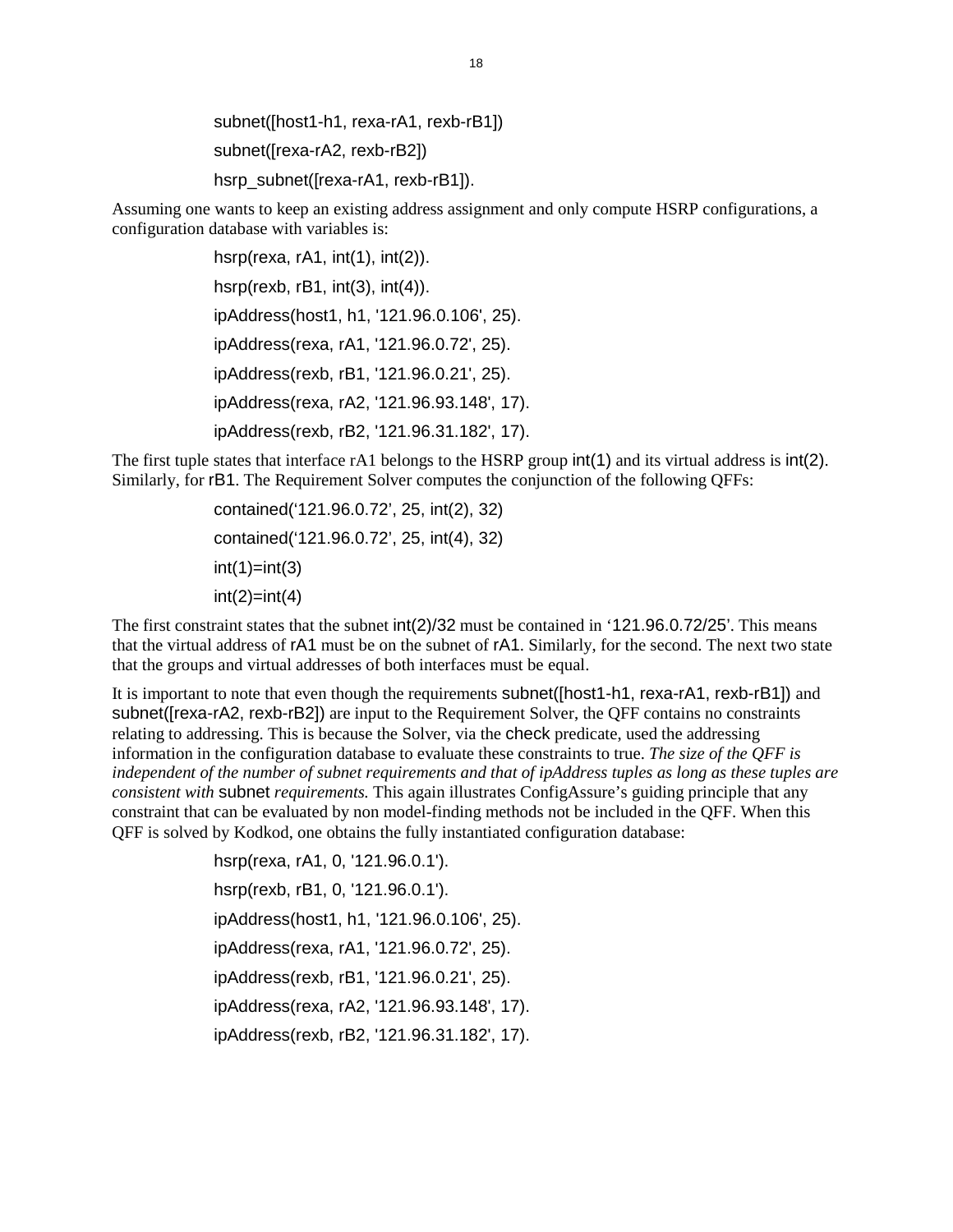```
subnet([host1-h1, rexa-rA1, rexb-rB1])
subnet([rexa-rA2, rexb-rB2])
hsrp_subnet([rexa-rA1, rexb-rB1]).
```

Assuming one wants to keep an existing address assignment and only compute HSRP configurations, a configuration database with variables is:

```
hsrp(rexa, rA1, int(1), int(2)).
hsrp(rexb, rB1, int(3), int(4)).
ipAddress(host1, h1, '121.96.0.106', 25).
ipAddress(rexa, rA1, '121.96.0.72', 25).
ipAddress(rexb, rB1, '121.96.0.21', 25).
ipAddress(rexa, rA2, '121.96.93.148', 17).
ipAddress(rexb, rB2, '121.96.31.182', 17).
```

The first tuple states that interface rA1 belongs to the HSRP group int(1) and its virtual address is int(2). Similarly, for rB1. The Requirement Solver computes the conjunction of the following QFFs:

```
contained('121.96.0.72', 25, int(2), 32)
contained('121.96.0.72', 25, int(4), 32)
int(1)=int(3)
int(2)=int(4)
```

The first constraint states that the subnet int(2)/32 must be contained in '121.96.0.72/25'. This means that the virtual address of rA1 must be on the subnet of rA1. Similarly, for the second. The next two state that the groups and virtual addresses of both interfaces must be equal.

It is important to note that even though the requirements subnet([host1-h1, rexa-rA1, rexb-rB1]) and subnet([rexa-rA2, rexb-rB2]) are input to the Requirement Solver, the QFF contains no constraints relating to addressing. This is because the Solver, via the check predicate, used the addressing information in the configuration database to evaluate these constraints to true. *The size of the QFF is independent of the number of subnet requirements and that of ipAddress tuples as long as these tuples are consistent with* subnet *requirements.* This again illustrates ConfigAssure's guiding principle that any constraint that can be evaluated by non model-finding methods not be included in the QFF. When this QFF is solved by Kodkod, one obtains the fully instantiated configuration database:

```
hsrp(rexa, rA1, 0, '121.96.0.1').
hsrp(rexb, rB1, 0, '121.96.0.1').
ipAddress(host1, h1, '121.96.0.106', 25).
ipAddress(rexa, rA1, '121.96.0.72', 25).
ipAddress(rexb, rB1, '121.96.0.21', 25).
ipAddress(rexa, rA2, '121.96.93.148', 17).
ipAddress(rexb, rB2, '121.96.31.182', 17).
```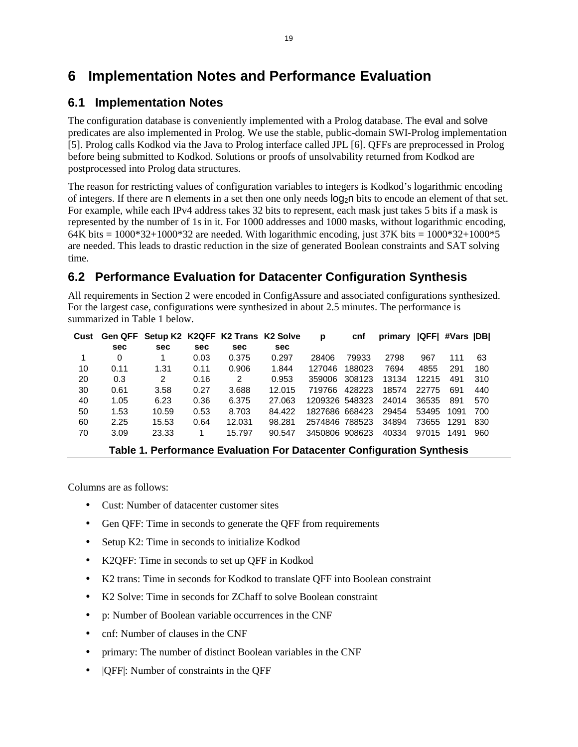# 6 Implementation Notes and Performance Evaluation

## 6.1 Implementation Notes

The configuration database is conveniently implemented with a Prolog database. The eval and solve predicates are also implemented in Prolog. We use the stable, public-domain SWI-Prolog implementation [5]. Prolog calls Kodkod via the Java to Prolog interface called JPL [6]. QFFs are preprocessed in Prolog before being submitted to Kodkod. Solutions or proofs of unsolvability returned from Kodkod are postprocessed into Prolog data structures.

The reason for restricting values of configuration variables to integers is Kodkod's logarithmic encoding of integers. If there are n elements in a set then one only needs $\log_2 n$ bits to encode an element of that set. For example, while each IPv4 address takes 32 bits to represent, each mask just takes 5 bits if a mask is represented by the number of 1s in it. For 1000 addresses and 1000 masks, without logarithmic encoding, 64K bits = 1000\*32+1000\*32 are needed. With logarithmic encoding, just 37K bits = 1000\*32+1000\*5 are needed. This leads to drastic reduction in the size of generated Boolean constraints and SAT solving time.

## 6.2 Performance Evaluation for Datacenter Configuration Synthesis

All requirements in Section 2 were encoded in ConfigAssure and associated configurations synthesized. For the largest case, configurations were synthesized in about 2.5 minutes. The performance is summarized in Table 1 below.

| Cust | Gen QFF sec | Setup K2 sec | K2QFF sec | K2 Trans sec | K2 Solve sec | p | cnf | primary | \|QFF\| | #Vars | \|DB\| |
|---|---|---|---|---|---|---|---|---|---|---|---|
| 1 | 0 | 1 | 0.03 | 0.375 | 0.297 | 28406 | 79933 | 2798 | 967 | 111 | 63 |
| 10 | 0.11 | 1.31 | 0.11 | 0.906 | 1.844 | 127046 | 188023 | 7694 | 4855 | 291 | 180 |
| 20 | 0.3 | 2 | 0.16 | 2 | 0.953 | 359006 | 308123 | 13134 | 12215 | 491 | 310 |
| 30 | 0.61 | 3.58 | 0.27 | 3.688 | 12.015 | 719766 | 428223 | 18574 | 22775 | 691 | 440 |
| 40 | 1.05 | 6.23 | 0.36 | 6.375 | 27.063 | 1209326 | 548323 | 24014 | 36535 | 891 | 570 |
| 50 | 1.53 | 10.59 | 0.53 | 8.703 | 84.422 | 1827686 | 668423 | 29454 | 53495 | 1091 | 700 |
| 60 | 2.25 | 15.53 | 0.64 | 12.031 | 98.281 | 2574846 | 788523 | 34894 | 73655 | 1291 | 830 |
| 70 | 3.09 | 23.33 | 1 | 15.797 | 90.547 | 3450806 | 908623 | 40334 | 97015 | 1491 | 960 |

**Table 1. Performance Evaluation For Datacenter Configuration Synthesis**

Columns are as follows:

- Cust: Number of datacenter customer sites
- Gen QFF: Time in seconds to generate the QFF from requirements
- Setup K2: Time in seconds to initialize Kodkod
- K2QFF: Time in seconds to set up QFF in Kodkod
- K2 trans: Time in seconds for Kodkod to translate QFF into Boolean constraint
- K2 Solve: Time in seconds for ZChaff to solve Boolean constraint
- p: Number of Boolean variable occurrences in the CNF
- cnf: Number of clauses in the CNF
- primary: The number of distinct Boolean variables in the CNF
- |QFF|: Number of constraints in the QFF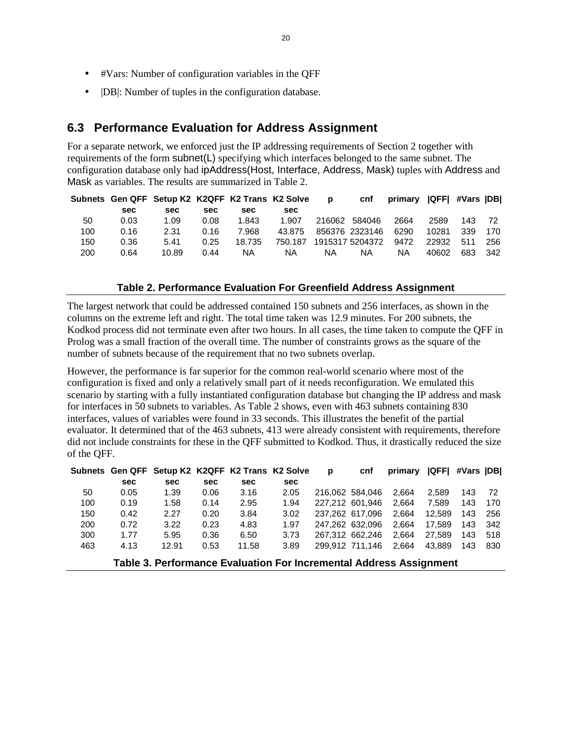- #Vars: Number of configuration variables in the QFF
- |DB|: Number of tuples in the configuration database.

## 6.3 Performance Evaluation for Address Assignment

For a separate network, we enforced just the IP addressing requirements of Section 2 together with requirements of the form subnet(L) specifying which interfaces belonged to the same subnet. The configuration database only had ipAddress(Host, Interface, Address, Mask) tuples with Address and Mask as variables. The results are summarized in Table 2.

| Subnets | Gen QFF sec | Setup K2 sec | K2QFF sec | K2 Trans sec | K2 Solve sec | p | cnf | primary | \|QFF\| | #Vars | \|DB\| |
|---|---|---|---|---|---|---|---|---|---|---|---|
| 50 | 0.03 | 1.09 | 0.08 | 1.843 | 1.907 | 216062 | 584046 | 2664 | 2589 | 143 | 72 |
| 100 | 0.16 | 2.31 | 0.16 | 7.968 | 43.875 | 856376 | 2323146 | 6290 | 10281 | 339 | 170 |
| 150 | 0.36 | 5.41 | 0.25 | 18.735 | 750.187 | 1915317 | 5204372 | 9472 | 22932 | 511 | 256 |
| 200 | 0.64 | 10.89 | 0.44 | NA | NA | NA | NA | NA | 40602 | 683 | 342 |

**Table 2. Performance Evaluation For Greenfield Address Assignment**

The largest network that could be addressed contained 150 subnets and 256 interfaces, as shown in the columns on the extreme left and right. The total time taken was 12.9 minutes. For 200 subnets, the Kodkod process did not terminate even after two hours. In all cases, the time taken to compute the QFF in Prolog was a small fraction of the overall time. The number of constraints grows as the square of the number of subnets because of the requirement that no two subnets overlap.

However, the performance is far superior for the common real-world scenario where most of the configuration is fixed and only a relatively small part of it needs reconfiguration. We emulated this scenario by starting with a fully instantiated configuration database but changing the IP address and mask for interfaces in 50 subnets to variables. As Table 2 shows, even with 463 subnets containing 830 interfaces, values of variables were found in 33 seconds. This illustrates the benefit of the partial evaluator. It determined that of the 463 subnets, 413 were already consistent with requirements, therefore did not include constraints for these in the QFF submitted to Kodkod. Thus, it drastically reduced the size of the QFF.

| Subnets | Gen QFF sec | Setup K2 sec | K2QFF sec | K2 Trans sec | K2 Solve sec | p | cnf | primary | \|QFF\| | #Vars | \|DB\| |
|---|---|---|---|---|---|---|---|---|---|---|---|
| 50 | 0.05 | 1.39 | 0.06 | 3.16 | 2.05 | 216,062 | 584,046 | 2,664 | 2,589 | 143 | 72 |
| 100 | 0.19 | 1.58 | 0.14 | 2.95 | 1.94 | 227,212 | 601,946 | 2,664 | 7,589 | 143 | 170 |
| 150 | 0.42 | 2.27 | 0.20 | 3.84 | 3.02 | 237,262 | 617,096 | 2,664 | 12,589 | 143 | 256 |
| 200 | 0.72 | 3.22 | 0.23 | 4.83 | 1.97 | 247,262 | 632,096 | 2,664 | 17,589 | 143 | 342 |
| 300 | 1.77 | 5.95 | 0.36 | 6.50 | 3.73 | 267,312 | 662,246 | 2,664 | 27,589 | 143 | 518 |
| 463 | 4.13 | 12.91 | 0.53 | 11.58 | 3.89 | 299,912 | 711,146 | 2,664 | 43,889 | 143 | 830 |

**Table 3. Performance Evaluation For Incremental Address Assignment**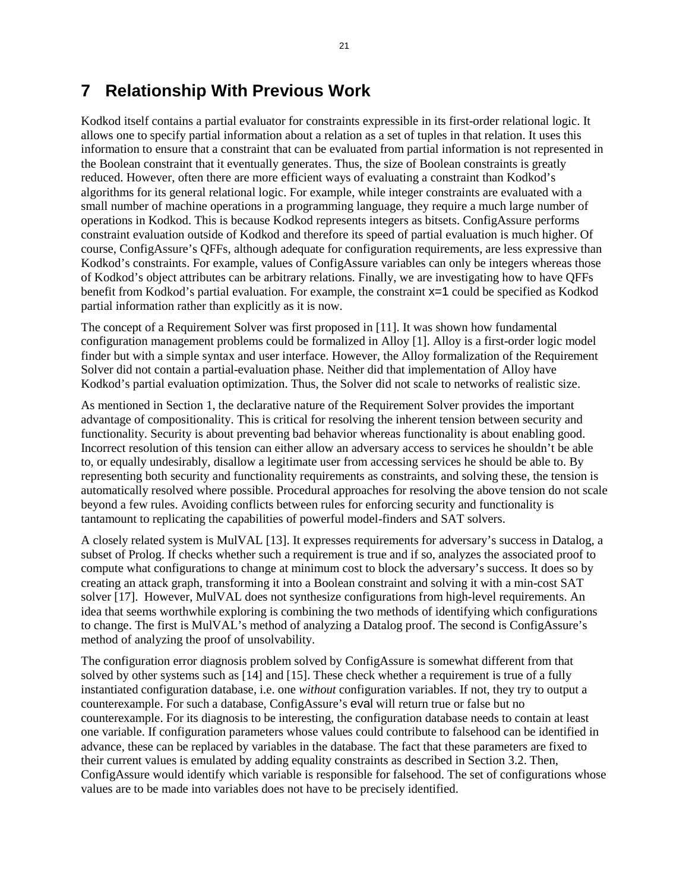# 7 Relationship With Previous Work

Kodkod itself contains a partial evaluator for constraints expressible in its first-order relational logic. It allows one to specify partial information about a relation as a set of tuples in that relation. It uses this information to ensure that a constraint that can be evaluated from partial information is not represented in the Boolean constraint that it eventually generates. Thus, the size of Boolean constraints is greatly reduced. However, often there are more efficient ways of evaluating a constraint than Kodkod's algorithms for its general relational logic. For example, while integer constraints are evaluated with a small number of machine operations in a programming language, they require a much large number of operations in Kodkod. This is because Kodkod represents integers as bitsets. ConfigAssure performs constraint evaluation outside of Kodkod and therefore its speed of partial evaluation is much higher. Of course, ConfigAssure's QFFs, although adequate for configuration requirements, are less expressive than Kodkod's constraints. For example, values of ConfigAssure variables can only be integers whereas those of Kodkod's object attributes can be arbitrary relations. Finally, we are investigating how to have QFFs benefit from Kodkod's partial evaluation. For example, the constraint x=1 could be specified as Kodkod partial information rather than explicitly as it is now.

The concept of a Requirement Solver was first proposed in [11]. It was shown how fundamental configuration management problems could be formalized in Alloy [1]. Alloy is a first-order logic model finder but with a simple syntax and user interface. However, the Alloy formalization of the Requirement Solver did not contain a partial-evaluation phase. Neither did that implementation of Alloy have Kodkod's partial evaluation optimization. Thus, the Solver did not scale to networks of realistic size.

As mentioned in Section 1, the declarative nature of the Requirement Solver provides the important advantage of compositionality. This is critical for resolving the inherent tension between security and functionality. Security is about preventing bad behavior whereas functionality is about enabling good. Incorrect resolution of this tension can either allow an adversary access to services he shouldn't be able to, or equally undesirably, disallow a legitimate user from accessing services he should be able to. By representing both security and functionality requirements as constraints, and solving these, the tension is automatically resolved where possible. Procedural approaches for resolving the above tension do not scale beyond a few rules. Avoiding conflicts between rules for enforcing security and functionality is tantamount to replicating the capabilities of powerful model-finders and SAT solvers.

A closely related system is MulVAL [13]. It expresses requirements for adversary's success in Datalog, a subset of Prolog. If checks whether such a requirement is true and if so, analyzes the associated proof to compute what configurations to change at minimum cost to block the adversary's success. It does so by creating an attack graph, transforming it into a Boolean constraint and solving it with a min-cost SAT solver [17]. However, MulVAL does not synthesize configurations from high-level requirements. An idea that seems worthwhile exploring is combining the two methods of identifying which configurations to change. The first is MulVAL's method of analyzing a Datalog proof. The second is ConfigAssure's method of analyzing the proof of unsolvability.

The configuration error diagnosis problem solved by ConfigAssure is somewhat different from that solved by other systems such as [14] and [15]. These check whether a requirement is true of a fully instantiated configuration database, i.e. one *without* configuration variables. If not, they try to output a counterexample. For such a database, ConfigAssure's eval will return true or false but no counterexample. For its diagnosis to be interesting, the configuration database needs to contain at least one variable. If configuration parameters whose values could contribute to falsehood can be identified in advance, these can be replaced by variables in the database. The fact that these parameters are fixed to their current values is emulated by adding equality constraints as described in Section 3.2. Then, ConfigAssure would identify which variable is responsible for falsehood. The set of configurations whose values are to be made into variables does not have to be precisely identified.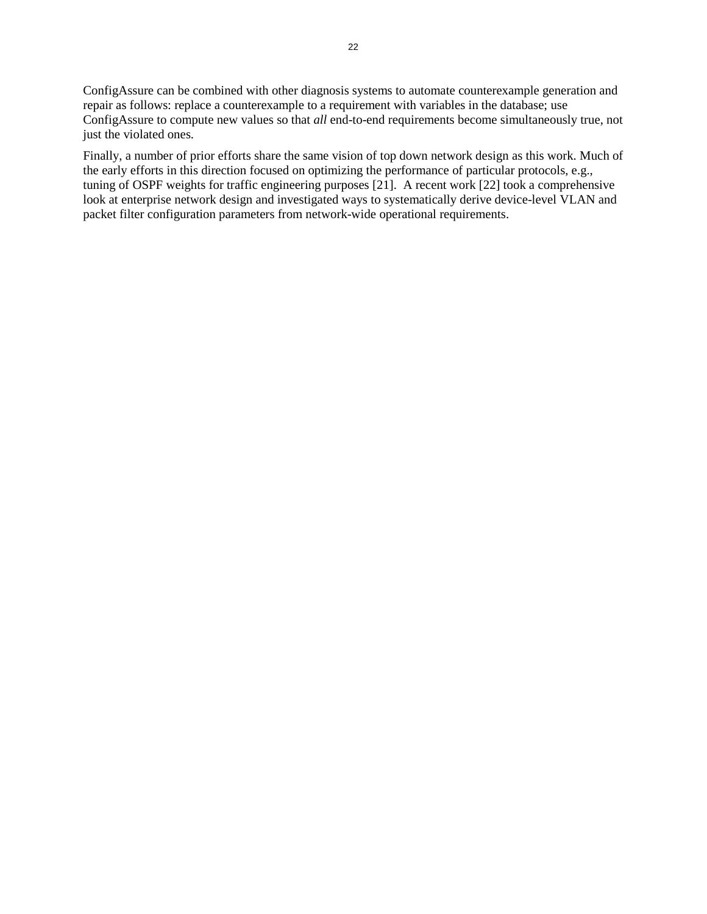ConfigAssure can be combined with other diagnosis systems to automate counterexample generation and repair as follows: replace a counterexample to a requirement with variables in the database; use ConfigAssure to compute new values so that *all* end-to-end requirements become simultaneously true, not just the violated ones.

Finally, a number of prior efforts share the same vision of top down network design as this work. Much of the early efforts in this direction focused on optimizing the performance of particular protocols, e.g., tuning of OSPF weights for traffic engineering purposes [21]. A recent work [22] took a comprehensive look at enterprise network design and investigated ways to systematically derive device-level VLAN and packet filter configuration parameters from network-wide operational requirements.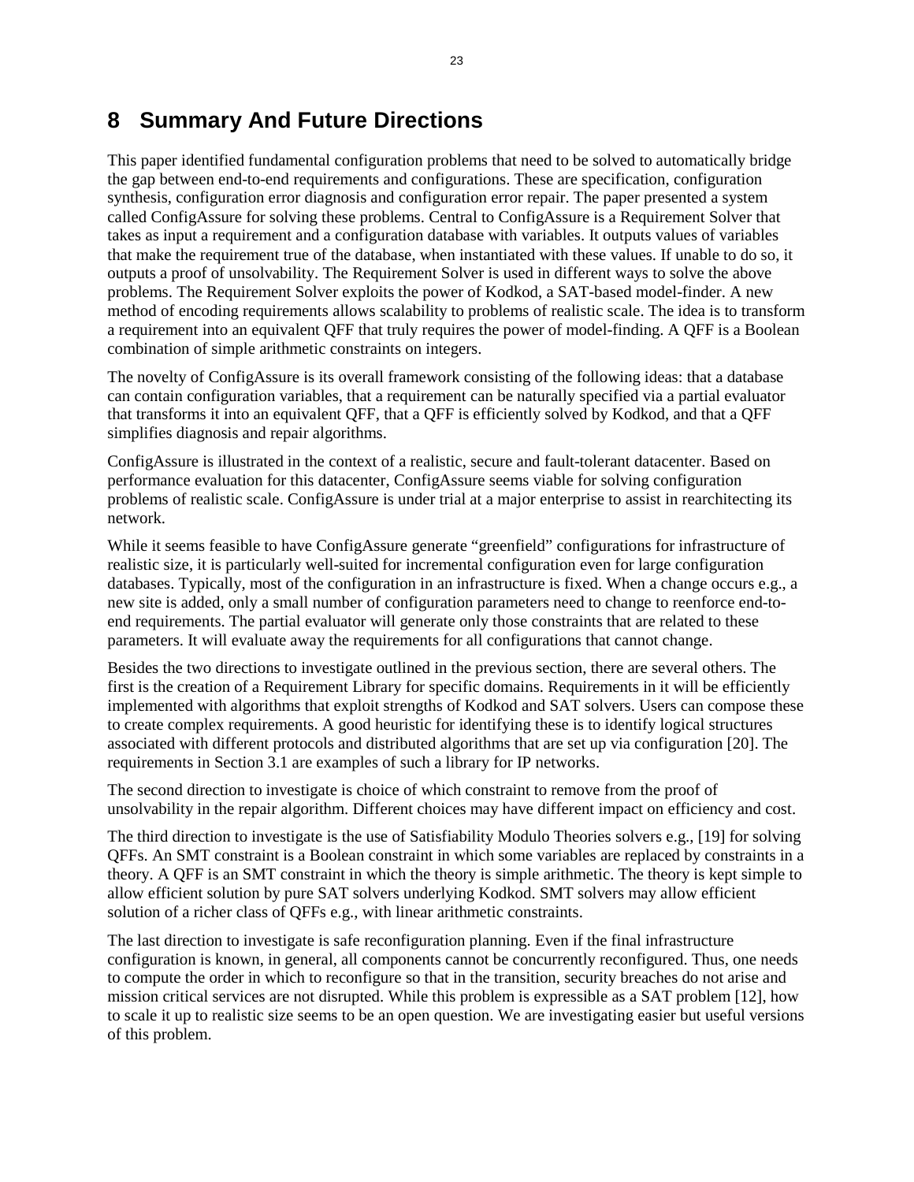# 8 Summary And Future Directions

This paper identified fundamental configuration problems that need to be solved to automatically bridge the gap between end-to-end requirements and configurations. These are specification, configuration synthesis, configuration error diagnosis and configuration error repair. The paper presented a system called ConfigAssure for solving these problems. Central to ConfigAssure is a Requirement Solver that takes as input a requirement and a configuration database with variables. It outputs values of variables that make the requirement true of the database, when instantiated with these values. If unable to do so, it outputs a proof of unsolvability. The Requirement Solver is used in different ways to solve the above problems. The Requirement Solver exploits the power of Kodkod, a SAT-based model-finder. A new method of encoding requirements allows scalability to problems of realistic scale. The idea is to transform a requirement into an equivalent QFF that truly requires the power of model-finding. A QFF is a Boolean combination of simple arithmetic constraints on integers.

The novelty of ConfigAssure is its overall framework consisting of the following ideas: that a database can contain configuration variables, that a requirement can be naturally specified via a partial evaluator that transforms it into an equivalent QFF, that a QFF is efficiently solved by Kodkod, and that a QFF simplifies diagnosis and repair algorithms.

ConfigAssure is illustrated in the context of a realistic, secure and fault-tolerant datacenter. Based on performance evaluation for this datacenter, ConfigAssure seems viable for solving configuration problems of realistic scale. ConfigAssure is under trial at a major enterprise to assist in rearchitecting its network.

While it seems feasible to have ConfigAssure generate "greenfield" configurations for infrastructure of realistic size, it is particularly well-suited for incremental configuration even for large configuration databases. Typically, most of the configuration in an infrastructure is fixed. When a change occurs e.g., a new site is added, only a small number of configuration parameters need to change to reenforce end-to-end requirements. The partial evaluator will generate only those constraints that are related to these parameters. It will evaluate away the requirements for all configurations that cannot change.

Besides the two directions to investigate outlined in the previous section, there are several others. The first is the creation of a Requirement Library for specific domains. Requirements in it will be efficiently implemented with algorithms that exploit strengths of Kodkod and SAT solvers. Users can compose these to create complex requirements. A good heuristic for identifying these is to identify logical structures associated with different protocols and distributed algorithms that are set up via configuration [20]. The requirements in Section 3.1 are examples of such a library for IP networks.

The second direction to investigate is choice of which constraint to remove from the proof of unsolvability in the repair algorithm. Different choices may have different impact on efficiency and cost.

The third direction to investigate is the use of Satisfiability Modulo Theories solvers e.g., [19] for solving QFFs. An SMT constraint is a Boolean constraint in which some variables are replaced by constraints in a theory. A QFF is an SMT constraint in which the theory is simple arithmetic. The theory is kept simple to allow efficient solution by pure SAT solvers underlying Kodkod. SMT solvers may allow efficient solution of a richer class of QFFs e.g., with linear arithmetic constraints.

The last direction to investigate is safe reconfiguration planning. Even if the final infrastructure configuration is known, in general, all components cannot be concurrently reconfigured. Thus, one needs to compute the order in which to reconfigure so that in the transition, security breaches do not arise and mission critical services are not disrupted. While this problem is expressible as a SAT problem [12], how to scale it up to realistic size seems to be an open question. We are investigating easier but useful versions of this problem.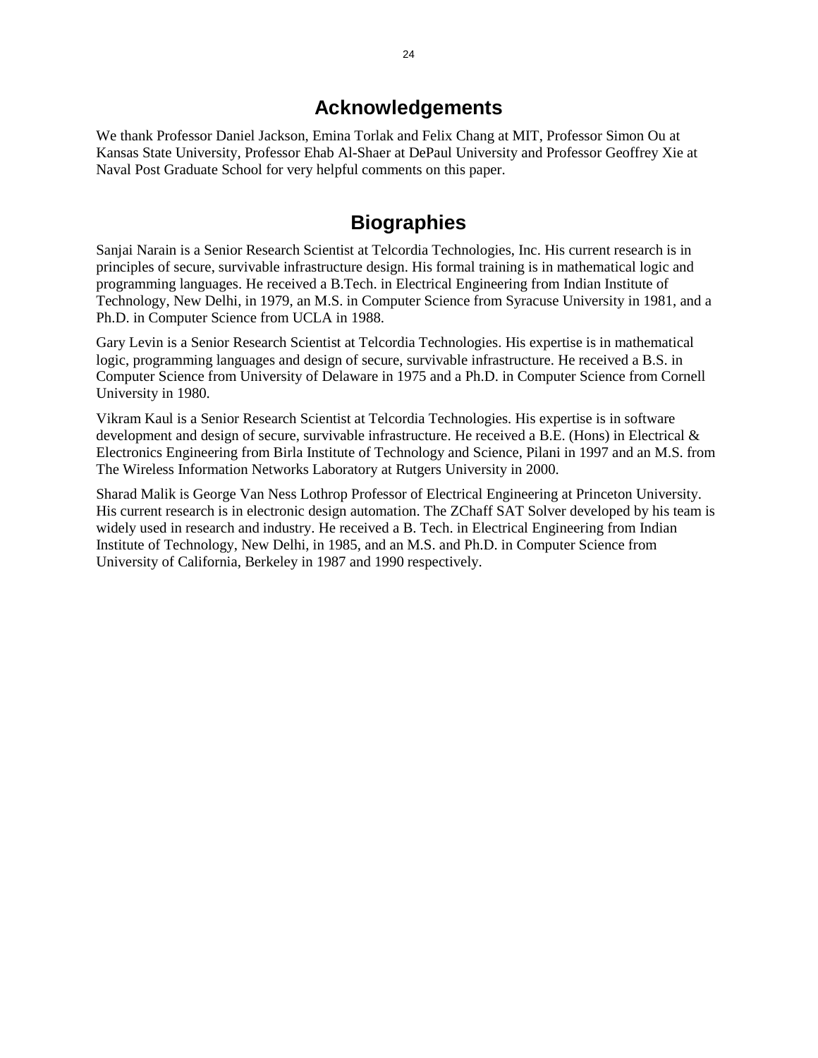## Acknowledgements

We thank Professor Daniel Jackson, Emina Torlak and Felix Chang at MIT, Professor Simon Ou at Kansas State University, Professor Ehab Al-Shaer at DePaul University and Professor Geoffrey Xie at Naval Post Graduate School for very helpful comments on this paper.

## Biographies

Sanjai Narain is a Senior Research Scientist at Telcordia Technologies, Inc. His current research is in principles of secure, survivable infrastructure design. His formal training is in mathematical logic and programming languages. He received a B.Tech. in Electrical Engineering from Indian Institute of Technology, New Delhi, in 1979, an M.S. in Computer Science from Syracuse University in 1981, and a Ph.D. in Computer Science from UCLA in 1988.

Gary Levin is a Senior Research Scientist at Telcordia Technologies. His expertise is in mathematical logic, programming languages and design of secure, survivable infrastructure. He received a B.S. in Computer Science from University of Delaware in 1975 and a Ph.D. in Computer Science from Cornell University in 1980.

Vikram Kaul is a Senior Research Scientist at Telcordia Technologies. His expertise is in software development and design of secure, survivable infrastructure. He received a B.E. (Hons) in Electrical & Electronics Engineering from Birla Institute of Technology and Science, Pilani in 1997 and an M.S. from The Wireless Information Networks Laboratory at Rutgers University in 2000.

Sharad Malik is George Van Ness Lothrop Professor of Electrical Engineering at Princeton University. His current research is in electronic design automation. The ZChaff SAT Solver developed by his team is widely used in research and industry. He received a B. Tech. in Electrical Engineering from Indian Institute of Technology, New Delhi, in 1985, and an M.S. and Ph.D. in Computer Science from University of California, Berkeley in 1987 and 1990 respectively.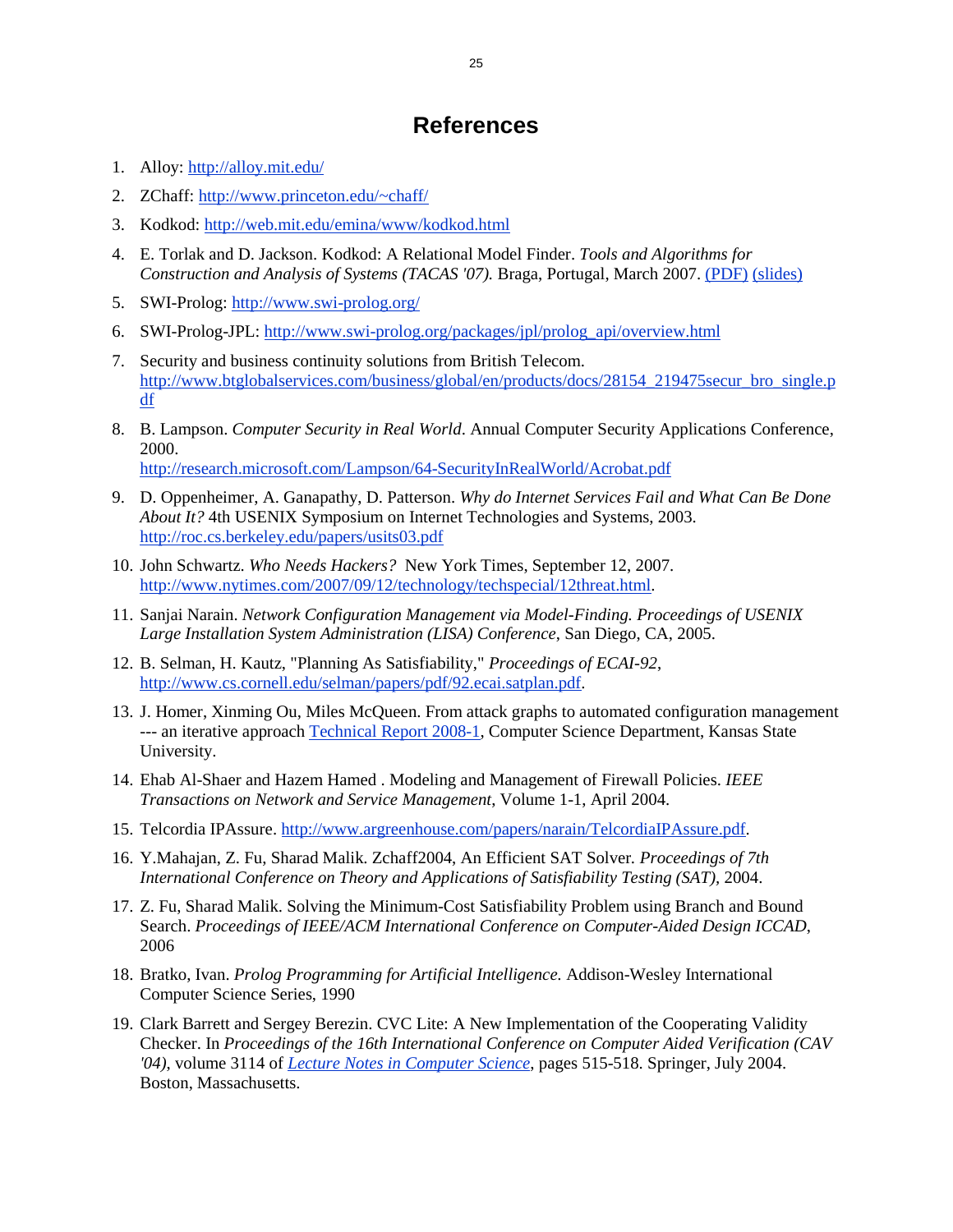# References

1. Alloy: http://alloy.mit.edu/
2. ZChaff: http://www.princeton.edu/~chaff/
3. Kodkod: http://web.mit.edu/emina/www/kodkod.html
4. E. Torlak and D. Jackson. Kodkod: A Relational Model Finder. *Tools and Algorithms for Construction and Analysis of Systems (TACAS '07).* Braga, Portugal, March 2007. (PDF) (slides)
5. SWI-Prolog: http://www.swi-prolog.org/
6. SWI-Prolog-JPL: http://www.swi-prolog.org/packages/jpl/prolog_api/overview.html
7. Security and business continuity solutions from British Telecom. http://www.btglobalservices.com/business/global/en/products/docs/28154_219475secur_bro_single.pdf
8. B. Lampson. *Computer Security in Real World.* Annual Computer Security Applications Conference, 2000. http://research.microsoft.com/Lampson/64-SecurityInRealWorld/Acrobat.pdf
9. D. Oppenheimer, A. Ganapathy, D. Patterson. *Why do Internet Services Fail and What Can Be Done About It?* 4th USENIX Symposium on Internet Technologies and Systems, 2003. http://roc.cs.berkeley.edu/papers/usits03.pdf
10. John Schwartz. *Who Needs Hackers?* New York Times, September 12, 2007. http://www.nytimes.com/2007/09/12/technology/techspecial/12threat.html.
11. Sanjai Narain. *Network Configuration Management via Model-Finding. Proceedings of USENIX Large Installation System Administration (LISA) Conference*, San Diego, CA, 2005.
12. B. Selman, H. Kautz, "Planning As Satisfiability," *Proceedings of ECAI-92*, http://www.cs.cornell.edu/selman/papers/pdf/92.ecai.satplan.pdf.
13. J. Homer, Xinming Ou, Miles McQueen. From attack graphs to automated configuration management --- an iterative approach Technical Report 2008-1, Computer Science Department, Kansas State University.
14. Ehab Al-Shaer and Hazem Hamed . Modeling and Management of Firewall Policies. *IEEE Transactions on Network and Service Management*, Volume 1-1, April 2004.
15. Telcordia IPAssure. http://www.argreenhouse.com/papers/narain/TelcordiaIPAssure.pdf.
16. Y.Mahajan, Z. Fu, Sharad Malik. Zchaff2004, An Efficient SAT Solver. *Proceedings of 7th International Conference on Theory and Applications of Satisfiability Testing (SAT)*, 2004.
17. Z. Fu, Sharad Malik. Solving the Minimum-Cost Satisfiability Problem using Branch and Bound Search. *Proceedings of IEEE/ACM International Conference on Computer-Aided Design ICCAD*, 2006
18. Bratko, Ivan. *Prolog Programming for Artificial Intelligence.* Addison-Wesley International Computer Science Series, 1990
19. Clark Barrett and Sergey Berezin. CVC Lite: A New Implementation of the Cooperating Validity Checker. In *Proceedings of the 16th International Conference on Computer Aided Verification (CAV '04)*, volume 3114 of *Lecture Notes in Computer Science*, pages 515-518. Springer, July 2004. Boston, Massachusetts.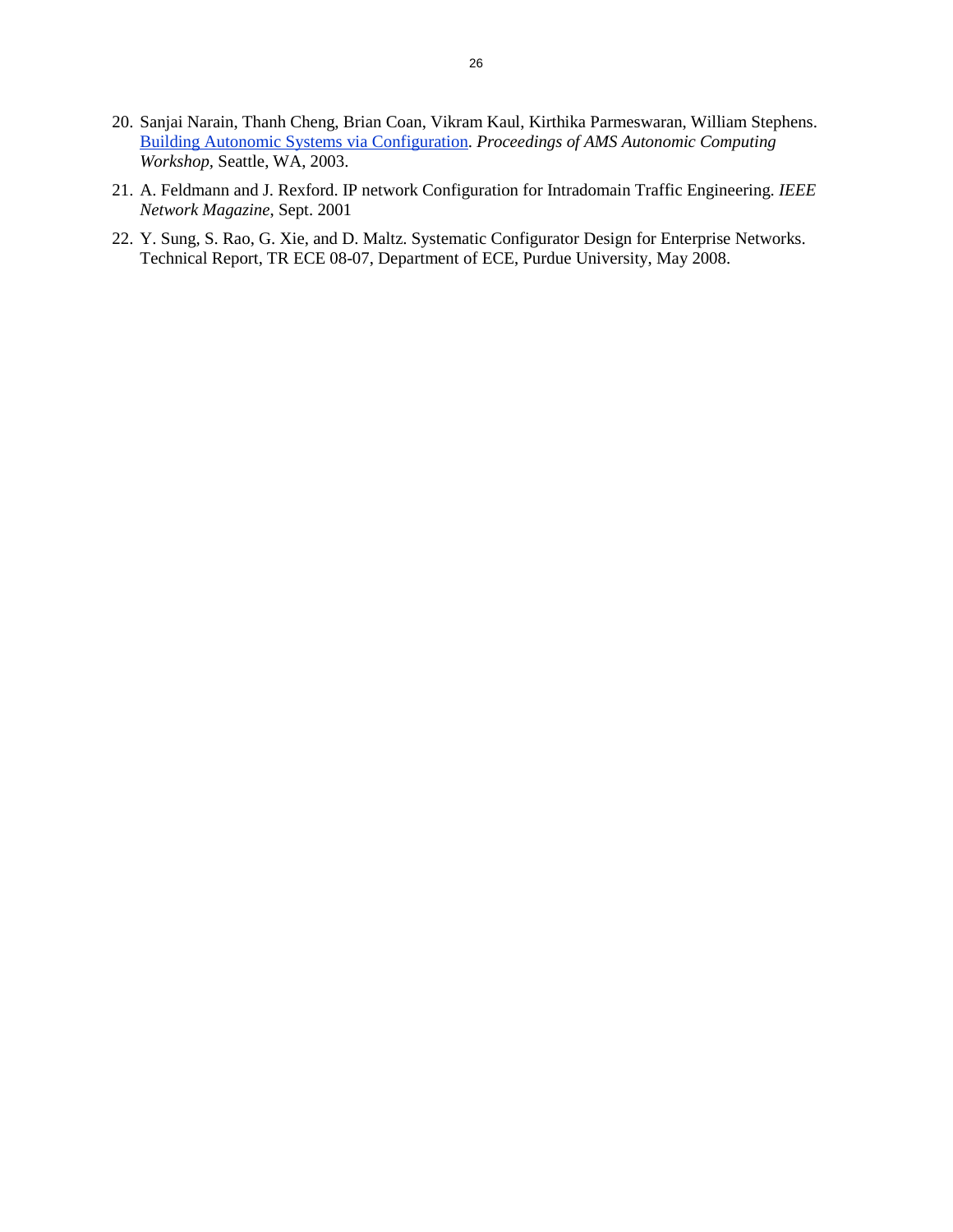20. Sanjai Narain, Thanh Cheng, Brian Coan, Vikram Kaul, Kirthika Parmeswaran, William Stephens. Building Autonomic Systems via Configuration. *Proceedings of AMS Autonomic Computing Workshop*, Seattle, WA, 2003.
21. A. Feldmann and J. Rexford. IP network Configuration for Intradomain Traffic Engineering. *IEEE Network Magazine*, Sept. 2001
22. Y. Sung, S. Rao, G. Xie, and D. Maltz. Systematic Configurator Design for Enterprise Networks. Technical Report, TR ECE 08-07, Department of ECE, Purdue University, May 2008.